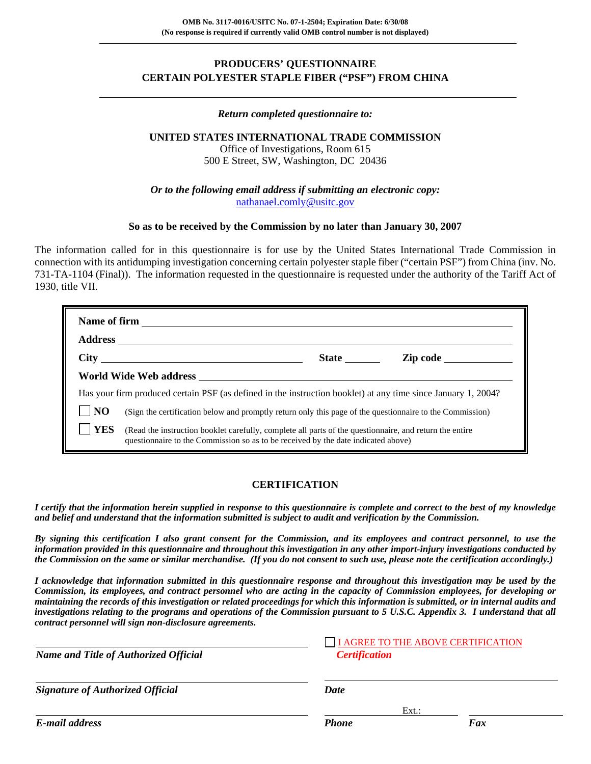OMB No. 3117-0016/USITC No. 07-1-2504; Expiration Date: 6/30/08
(No response is required if currently valid OMB control number is not displayed)

# PRODUCERS' QUESTIONNAIRE
# CERTAIN POLYESTER STAPLE FIBER ("PSF") FROM CHINA

*Return completed questionnaire to:*

**UNITED STATES INTERNATIONAL TRADE COMMISSION**
Office of Investigations, Room 615
500 E Street, SW, Washington, DC 20436

*Or to the following email address if submitting an electronic copy:*
nathanael.comly@usitc.gov

**So as to be received by the Commission by no later than January 30, 2007**

The information called for in this questionnaire is for use by the United States International Trade Commission in connection with its antidumping investigation concerning certain polyester staple fiber ("certain PSF") from China (inv. No. 731-TA-1104 (Final)). The information requested in the questionnaire is requested under the authority of the Tariff Act of 1930, title VII.

**Name of firm** ______________________

**Address** ______________________

**City** ______________ **State** ______ **Zip code** ______

**World Wide Web address** ______________________

Has your firm produced certain PSF (as defined in the instruction booklet) at any time since January 1, 2004?

☐ **NO** (Sign the certification below and promptly return only this page of the questionnaire to the Commission)

☐ **YES** (Read the instruction booklet carefully, complete all parts of the questionnaire, and return the entire questionnaire to the Commission so as to be received by the date indicated above)

## CERTIFICATION

***I certify that the information herein supplied in response to this questionnaire is complete and correct to the best of my knowledge and belief and understand that the information submitted is subject to audit and verification by the Commission.***

***By signing this certification I also grant consent for the Commission, and its employees and contract personnel, to use the information provided in this questionnaire and throughout this investigation in any other import-injury investigations conducted by the Commission on the same or similar merchandise. (If you do not consent to such use, please note the certification accordingly.)***

***I acknowledge that information submitted in this questionnaire response and throughout this investigation may be used by the Commission, its employees, and contract personnel who are acting in the capacity of Commission employees, for developing or maintaining the records of this investigation or related proceedings for which this information is submitted, or in internal audits and investigations relating to the programs and operations of the Commission pursuant to 5 U.S.C. Appendix 3. I understand that all contract personnel will sign non-disclosure agreements.***

| | |
|---|---|
| ______________________ *Name and Title of Authorized Official* | ☐ I AGREE TO THE ABOVE CERTIFICATION *Certification* |
| ______________________ *Signature of Authorized Official* | ______________________ *Date* |
| ______________________ *E-mail address* | ____________ Ext.: ______ *Phone* ______________ *Fax* |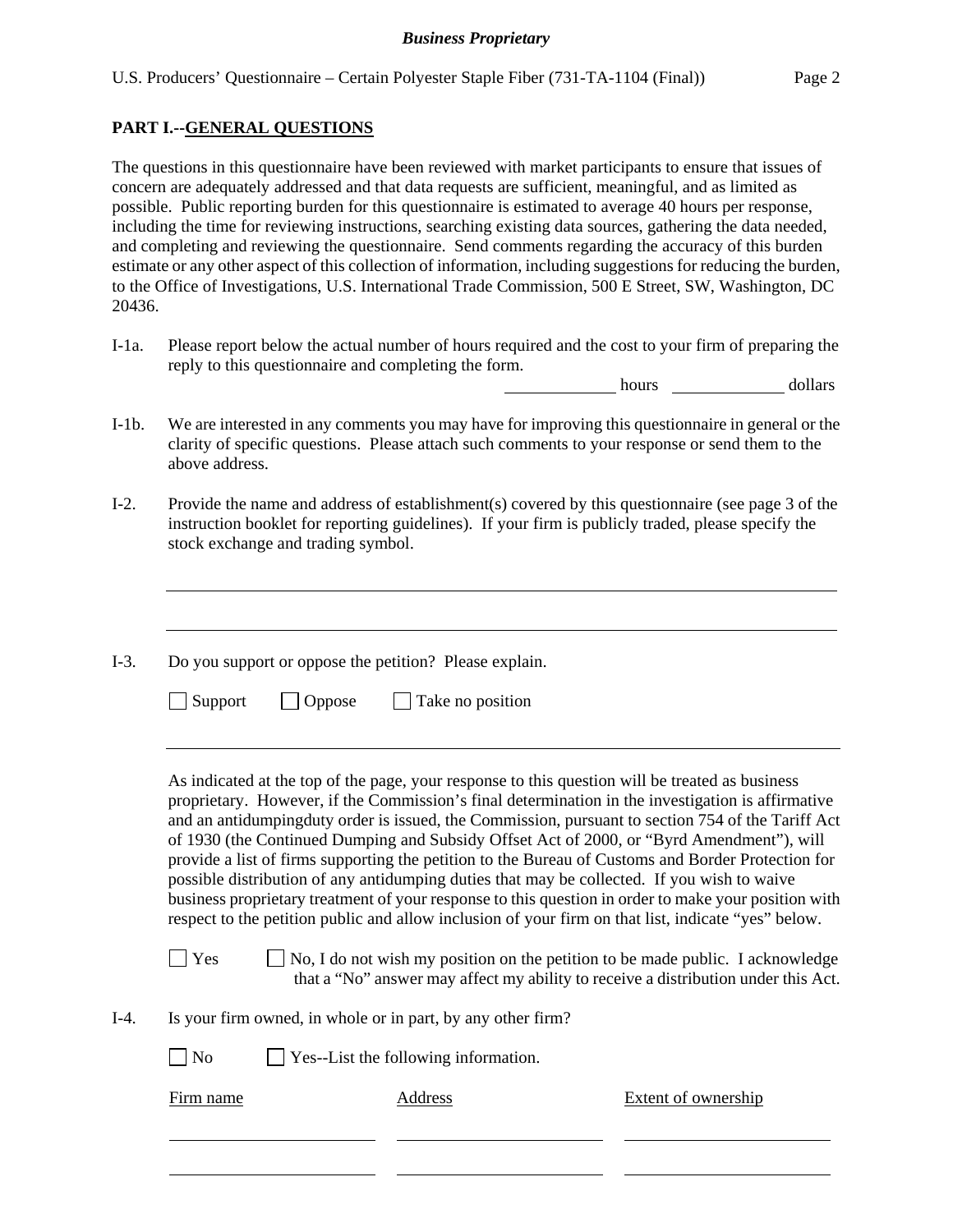## PART I.--GENERAL QUESTIONS

The questions in this questionnaire have been reviewed with market participants to ensure that issues of concern are adequately addressed and that data requests are sufficient, meaningful, and as limited as possible. Public reporting burden for this questionnaire is estimated to average 40 hours per response, including the time for reviewing instructions, searching existing data sources, gathering the data needed, and completing and reviewing the questionnaire. Send comments regarding the accuracy of this burden estimate or any other aspect of this collection of information, including suggestions for reducing the burden, to the Office of Investigations, U.S. International Trade Commission, 500 E Street, SW, Washington, DC 20436.

I-1a. Please report below the actual number of hours required and the cost to your firm of preparing the reply to this questionnaire and completing the form.

\_\_\_\_\_\_\_\_\_\_ hours \_\_\_\_\_\_\_\_\_\_ dollars

I-1b. We are interested in any comments you may have for improving this questionnaire in general or the clarity of specific questions. Please attach such comments to your response or send them to the above address.

I-2. Provide the name and address of establishment(s) covered by this questionnaire (see page 3 of the instruction booklet for reporting guidelines). If your firm is publicly traded, please specify the stock exchange and trading symbol.

\_\_\_\_\_\_\_\_\_\_\_\_\_\_\_\_\_\_\_\_\_\_\_\_\_\_\_\_\_\_\_\_\_\_\_\_\_\_\_\_\_\_\_\_\_\_\_\_

\_\_\_\_\_\_\_\_\_\_\_\_\_\_\_\_\_\_\_\_\_\_\_\_\_\_\_\_\_\_\_\_\_\_\_\_\_\_\_\_\_\_\_\_\_\_\_\_

I-3. Do you support or oppose the petition? Please explain.

☐ Support ☐ Oppose ☐ Take no position

\_\_\_\_\_\_\_\_\_\_\_\_\_\_\_\_\_\_\_\_\_\_\_\_\_\_\_\_\_\_\_\_\_\_\_\_\_\_\_\_\_\_\_\_\_\_\_\_

As indicated at the top of the page, your response to this question will be treated as business proprietary. However, if the Commission's final determination in the investigation is affirmative and an antidumpingduty order is issued, the Commission, pursuant to section 754 of the Tariff Act of 1930 (the Continued Dumping and Subsidy Offset Act of 2000, or "Byrd Amendment"), will provide a list of firms supporting the petition to the Bureau of Customs and Border Protection for possible distribution of any antidumping duties that may be collected. If you wish to waive business proprietary treatment of your response to this question in order to make your position with respect to the petition public and allow inclusion of your firm on that list, indicate "yes" below.

☐ Yes ☐ No, I do not wish my position on the petition to be made public. I acknowledge that a "No" answer may affect my ability to receive a distribution under this Act.

I-4. Is your firm owned, in whole or in part, by any other firm?

☐ No ☐ Yes--List the following information.

| Firm name | Address | Extent of ownership |
|---|---|---|
| | | |
| | | |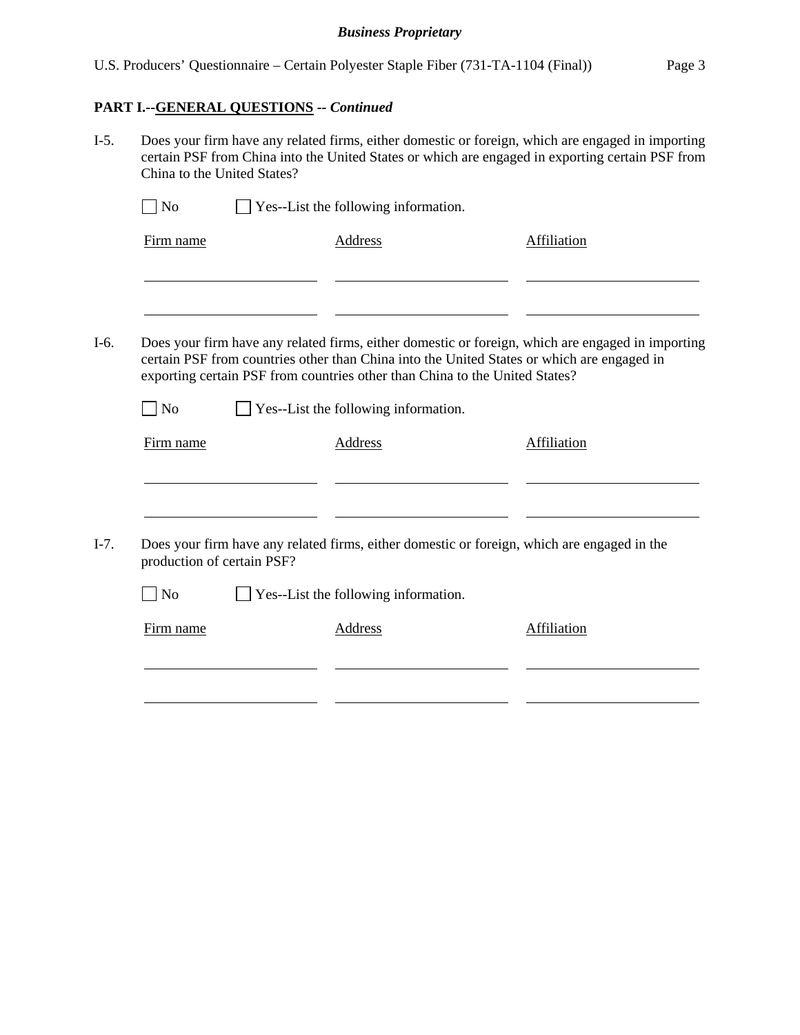**PART I.--GENERAL QUESTIONS -- *Continued***

I-5. Does your firm have any related firms, either domestic or foreign, which are engaged in importing certain PSF from China into the United States or which are engaged in exporting certain PSF from China to the United States?

☐ No ☐ Yes--List the following information.

| Firm name | Address | Affiliation |
|---|---|---|
| | | |
| | | |

I-6. Does your firm have any related firms, either domestic or foreign, which are engaged in importing certain PSF from countries other than China into the United States or which are engaged in exporting certain PSF from countries other than China to the United States?

☐ No ☐ Yes--List the following information.

| Firm name | Address | Affiliation |
|---|---|---|
| | | |
| | | |

I-7. Does your firm have any related firms, either domestic or foreign, which are engaged in the production of certain PSF?

☐ No ☐ Yes--List the following information.

| Firm name | Address | Affiliation |
|---|---|---|
| | | |
| | | |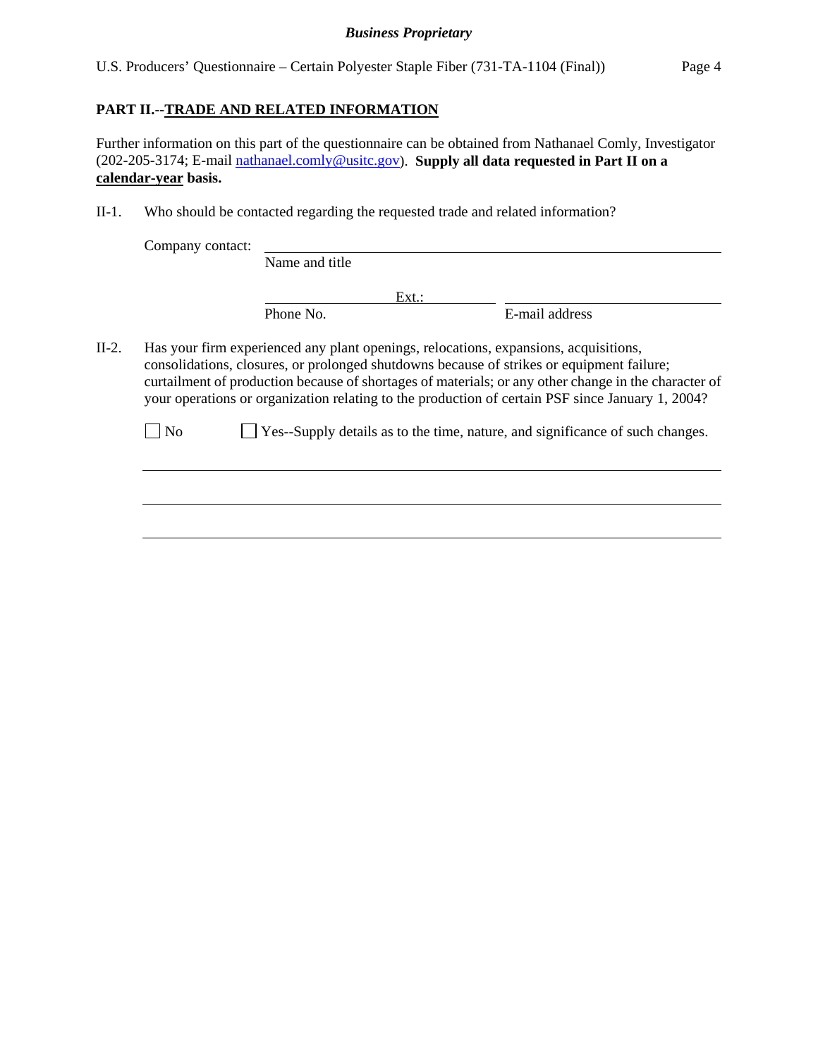## PART II.--TRADE AND RELATED INFORMATION

Further information on this part of the questionnaire can be obtained from Nathanael Comly, Investigator (202-205-3174; E-mail nathanael.comly@usitc.gov). **Supply all data requested in Part II on a calendar-year basis.**

II-1. Who should be contacted regarding the requested trade and related information?

Company contact: ______________________________
Name and title

______________ Ext.: ________ ______________________________
Phone No. E-mail address

II-2. Has your firm experienced any plant openings, relocations, expansions, acquisitions, consolidations, closures, or prolonged shutdowns because of strikes or equipment failure; curtailment of production because of shortages of materials; or any other change in the character of your operations or organization relating to the production of certain PSF since January 1, 2004?

☐ No ☐ Yes--Supply details as to the time, nature, and significance of such changes.

______________________________________________________________________

______________________________________________________________________

______________________________________________________________________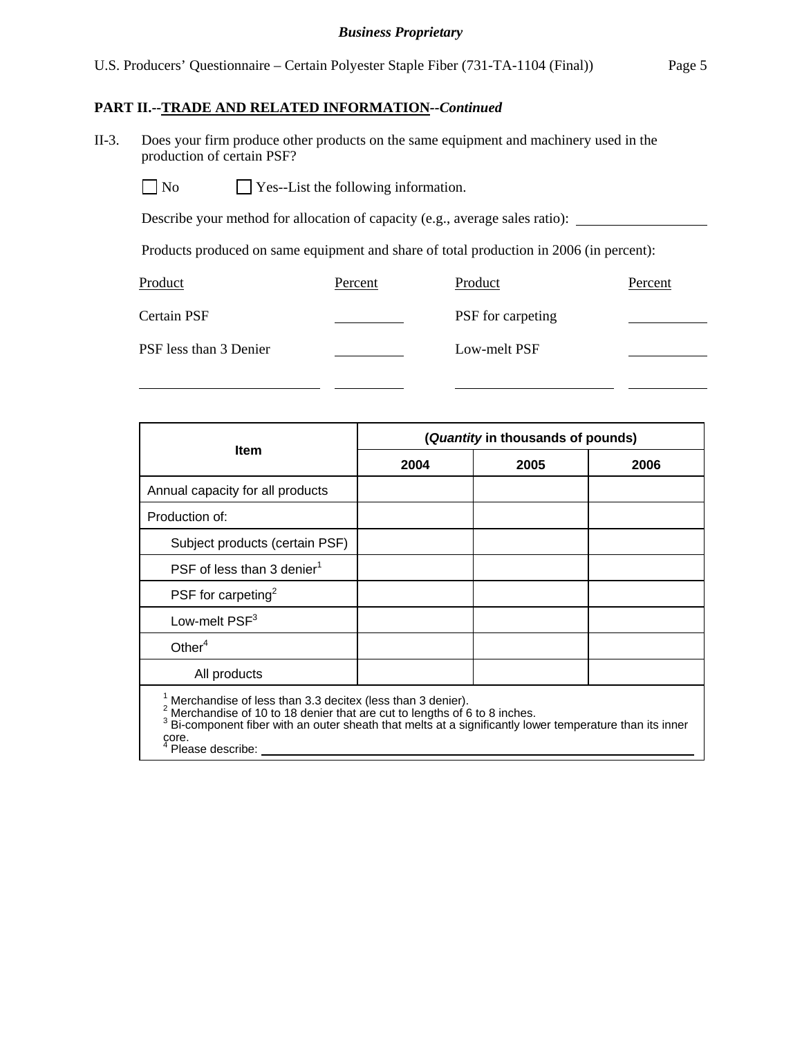## PART II.--TRADE AND RELATED INFORMATION--*Continued*

II-3. Does your firm produce other products on the same equipment and machinery used in the production of certain PSF?

☐ No ☐ Yes--List the following information.

Describe your method for allocation of capacity (e.g., average sales ratio): ______________

Products produced on same equipment and share of total production in 2006 (in percent):

| Product | Percent | Product | Percent |
|---|---|---|---|
| Certain PSF | ______ | PSF for carpeting | ______ |
| PSF less than 3 Denier | ______ | Low-melt PSF | ______ |
| ______________ | ______ | ______________ | ______ |

| Item | (*Quantity* in thousands of pounds) | | |
|---|---|---|---|
| | 2004 | 2005 | 2006 |
| Annual capacity for all products | | | |
| Production of: | | | |
| Subject products (certain PSF) | | | |
| PSF of less than 3 denier[1] | | | |
| PSF for carpeting[2] | | | |
| Low-melt PSF[3] | | | |
| Other[4] | | | |
| All products | | | |

[1] Merchandise of less than 3.3 decitex (less than 3 denier).
[2] Merchandise of 10 to 18 denier that are cut to lengths of 6 to 8 inches.
[3] Bi-component fiber with an outer sheath that melts at a significantly lower temperature than its inner core.
[4] Please describe: ______________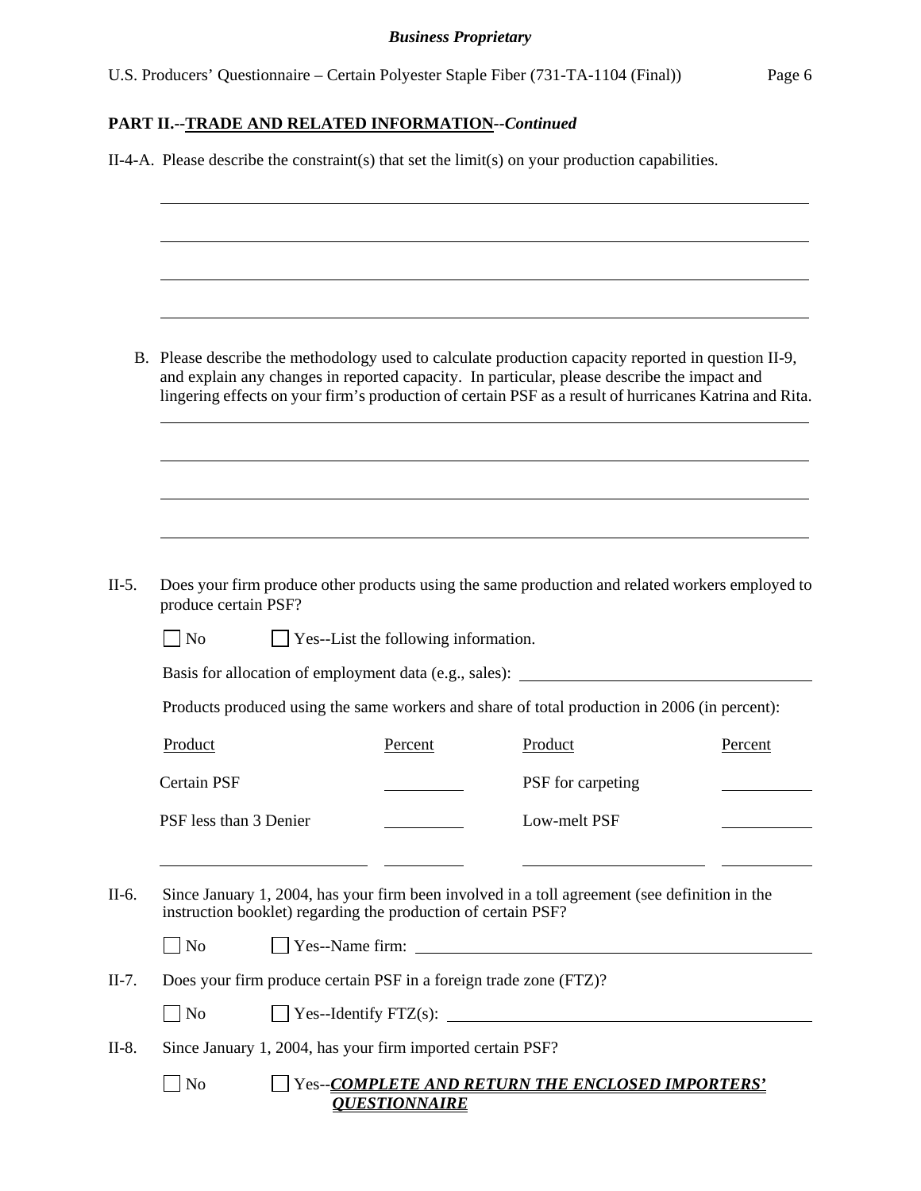**PART II.--TRADE AND RELATED INFORMATION--*Continued***

II-4-A. Please describe the constraint(s) that set the limit(s) on your production capabilities.

______________________________________________________________________

______________________________________________________________________

______________________________________________________________________

______________________________________________________________________

B. Please describe the methodology used to calculate production capacity reported in question II-9, and explain any changes in reported capacity. In particular, please describe the impact and lingering effects on your firm's production of certain PSF as a result of hurricanes Katrina and Rita.

______________________________________________________________________

______________________________________________________________________

______________________________________________________________________

______________________________________________________________________

II-5. Does your firm produce other products using the same production and related workers employed to produce certain PSF?

☐ No ☐ Yes--List the following information.

Basis for allocation of employment data (e.g., sales): ____________________

Products produced using the same workers and share of total production in 2006 (in percent):

| Product | Percent | Product | Percent |
|---|---|---|---|
| Certain PSF | ______ | PSF for carpeting | ______ |
| PSF less than 3 Denier | ______ | Low-melt PSF | ______ |
| ______ | ______ | ______ | ______ |

II-6. Since January 1, 2004, has your firm been involved in a toll agreement (see definition in the instruction booklet) regarding the production of certain PSF?

☐ No ☐ Yes--Name firm: ____________________

II-7. Does your firm produce certain PSF in a foreign trade zone (FTZ)?

☐ No ☐ Yes--Identify FTZ(s): ____________________

II-8. Since January 1, 2004, has your firm imported certain PSF?

☐ No ☐ Yes--***COMPLETE AND RETURN THE ENCLOSED IMPORTERS' QUESTIONNAIRE***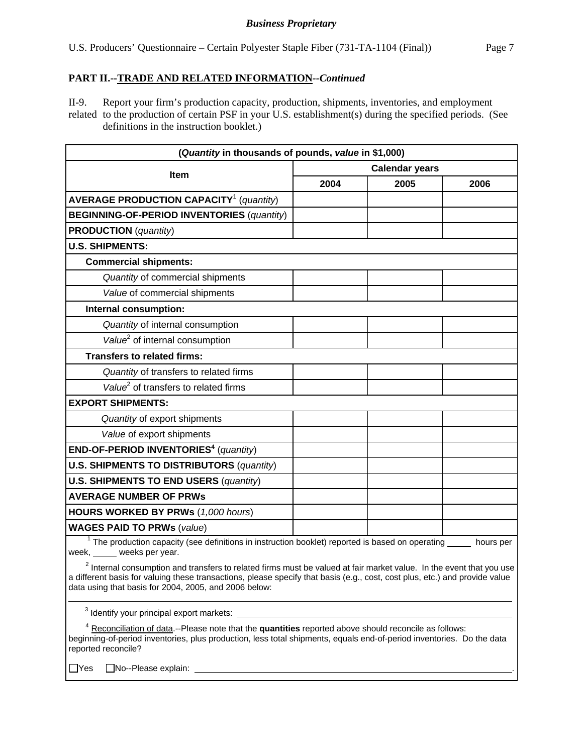**PART II.--TRADE AND RELATED INFORMATION--*Continued***

II-9. Report your firm's production capacity, production, shipments, inventories, and employment related to the production of certain PSF in your U.S. establishment(s) during the specified periods. (See definitions in the instruction booklet.)

| (*Quantity* in thousands of pounds, *value* in $1,000) | | | |
|---|---|---|---|
| Item | Calendar years | | |
| | 2004 | 2005 | 2006 |
| **AVERAGE PRODUCTION CAPACITY**[1] (*quantity*) | | | |
| **BEGINNING-OF-PERIOD INVENTORIES** (*quantity*) | | | |
| **PRODUCTION** (*quantity*) | | | |
| **U.S. SHIPMENTS:** | | | |
| **Commercial shipments:** | | | |
| *Quantity* of commercial shipments | | | |
| *Value* of commercial shipments | | | |
| **Internal consumption:** | | | |
| *Quantity* of internal consumption | | | |
| *Value*[2] of internal consumption | | | |
| **Transfers to related firms:** | | | |
| *Quantity* of transfers to related firms | | | |
| *Value*[2] of transfers to related firms | | | |
| **EXPORT SHIPMENTS:** | | | |
| *Quantity* of export shipments | | | |
| *Value* of export shipments | | | |
| **END-OF-PERIOD INVENTORIES**[4] (*quantity*) | | | |
| **U.S. SHIPMENTS TO DISTRIBUTORS** (*quantity*) | | | |
| **U.S. SHIPMENTS TO END USERS** (*quantity*) | | | |
| **AVERAGE NUMBER OF PRWs** | | | |
| **HOURS WORKED BY PRWs** (*1,000 hours*) | | | |
| **WAGES PAID TO PRWs** (*value*) | | | |

[1] The production capacity (see definitions in instruction booklet) reported is based on operating _____ hours per week, _____ weeks per year.

[2] Internal consumption and transfers to related firms must be valued at fair market value. In the event that you use a different basis for valuing these transactions, please specify that basis (e.g., cost, cost plus, etc.) and provide value data using that basis for 2004, 2005, and 2006 below:

______________________________________________________________________________

[3] Identify your principal export markets: ______________________________________________

[4] Reconciliation of data.--Please note that the **quantities** reported above should reconcile as follows: beginning-of-period inventories, plus production, less total shipments, equals end-of-period inventories. Do the data reported reconcile?

☐ Yes ☐ No--Please explain: ______________________________________________.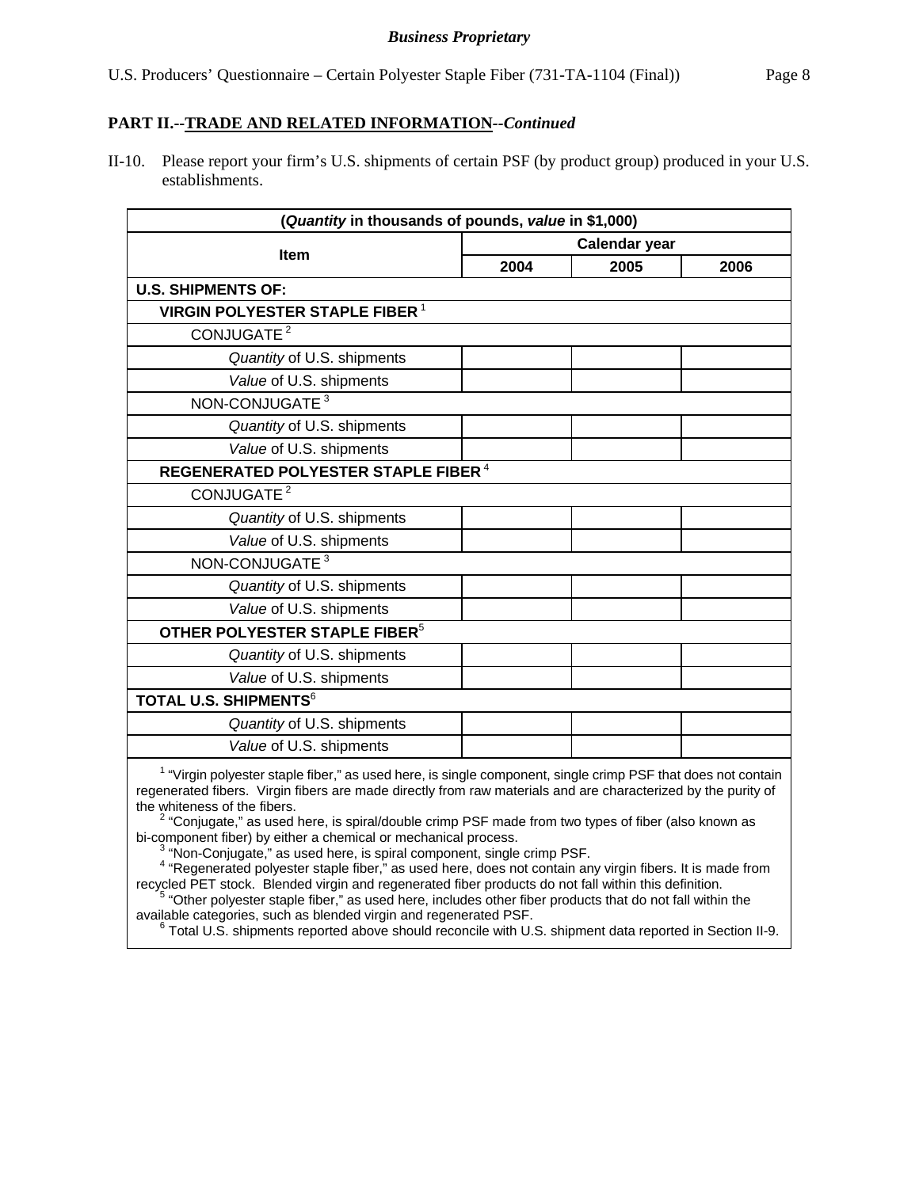## PART II.--TRADE AND RELATED INFORMATION--*Continued*

II-10. Please report your firm's U.S. shipments of certain PSF (by product group) produced in your U.S. establishments.

| (*Quantity* in thousands of pounds, *value* in $1,000) | | | |
|---|---|---|---|
| Item | Calendar year | | |
| | 2004 | 2005 | 2006 |
| **U.S. SHIPMENTS OF:** | | | |
| **VIRGIN POLYESTER STAPLE FIBER** [1] | | | |
| CONJUGATE [2] | | | |
| *Quantity* of U.S. shipments | | | |
| *Value* of U.S. shipments | | | |
| NON-CONJUGATE [3] | | | |
| *Quantity* of U.S. shipments | | | |
| *Value* of U.S. shipments | | | |
| **REGENERATED POLYESTER STAPLE FIBER** [4] | | | |
| CONJUGATE [2] | | | |
| *Quantity* of U.S. shipments | | | |
| *Value* of U.S. shipments | | | |
| NON-CONJUGATE [3] | | | |
| *Quantity* of U.S. shipments | | | |
| *Value* of U.S. shipments | | | |
| **OTHER POLYESTER STAPLE FIBER** [5] | | | |
| *Quantity* of U.S. shipments | | | |
| *Value* of U.S. shipments | | | |
| **TOTAL U.S. SHIPMENTS** [6] | | | |
| *Quantity* of U.S. shipments | | | |
| *Value* of U.S. shipments | | | |

[1] "Virgin polyester staple fiber," as used here, is single component, single crimp PSF that does not contain regenerated fibers. Virgin fibers are made directly from raw materials and are characterized by the purity of the whiteness of the fibers.

[2] "Conjugate," as used here, is spiral/double crimp PSF made from two types of fiber (also known as bi-component fiber) by either a chemical or mechanical process.

[3] "Non-Conjugate," as used here, is spiral component, single crimp PSF.

[4] "Regenerated polyester staple fiber," as used here, does not contain any virgin fibers. It is made from recycled PET stock. Blended virgin and regenerated fiber products do not fall within this definition.

[5] "Other polyester staple fiber," as used here, includes other fiber products that do not fall within the available categories, such as blended virgin and regenerated PSF.

[6] Total U.S. shipments reported above should reconcile with U.S. shipment data reported in Section II-9.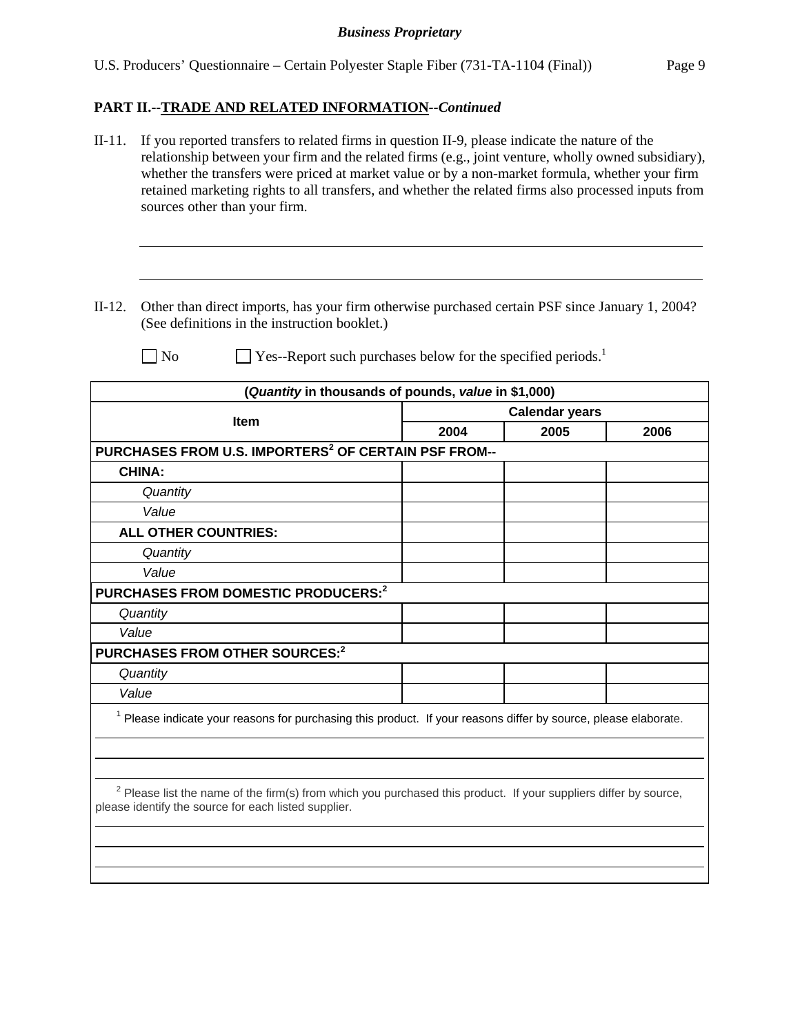**PART II.--TRADE AND RELATED INFORMATION--*Continued***

II-11. If you reported transfers to related firms in question II-9, please indicate the nature of the relationship between your firm and the related firms (e.g., joint venture, wholly owned subsidiary), whether the transfers were priced at market value or by a non-market formula, whether your firm retained marketing rights to all transfers, and whether the related firms also processed inputs from sources other than your firm.

\_\_\_\_\_\_\_\_\_\_\_\_\_\_\_\_\_\_\_\_\_\_\_\_\_\_\_\_\_\_\_\_\_\_\_\_\_\_\_\_\_\_\_\_\_\_\_\_\_\_\_\_\_\_\_\_\_\_\_\_

\_\_\_\_\_\_\_\_\_\_\_\_\_\_\_\_\_\_\_\_\_\_\_\_\_\_\_\_\_\_\_\_\_\_\_\_\_\_\_\_\_\_\_\_\_\_\_\_\_\_\_\_\_\_\_\_\_\_\_\_

II-12. Other than direct imports, has your firm otherwise purchased certain PSF since January 1, 2004? (See definitions in the instruction booklet.)

☐ No ☐ Yes--Report such purchases below for the specified periods.[1]

| (*Quantity* in thousands of pounds, *value* in $1,000) | | | |
|---|---|---|---|
| **Item** | **Calendar years** | | |
| | **2004** | **2005** | **2006** |
| **PURCHASES FROM U.S. IMPORTERS[2] OF CERTAIN PSF FROM--** | | | |
| **CHINA:** | | | |
| *Quantity* | | | |
| *Value* | | | |
| **ALL OTHER COUNTRIES:** | | | |
| *Quantity* | | | |
| *Value* | | | |
| **PURCHASES FROM DOMESTIC PRODUCERS:[2]** | | | |
| *Quantity* | | | |
| *Value* | | | |
| **PURCHASES FROM OTHER SOURCES:[2]** | | | |
| *Quantity* | | | |
| *Value* | | | |

[1] Please indicate your reasons for purchasing this product. If your reasons differ by source, please elaborate.

\_\_\_\_\_\_\_\_\_\_\_\_\_\_\_\_\_\_\_\_\_\_\_\_\_\_\_\_\_\_\_\_\_\_\_\_\_\_\_\_\_\_\_\_\_\_\_\_\_\_\_\_\_\_\_\_\_\_\_\_

\_\_\_\_\_\_\_\_\_\_\_\_\_\_\_\_\_\_\_\_\_\_\_\_\_\_\_\_\_\_\_\_\_\_\_\_\_\_\_\_\_\_\_\_\_\_\_\_\_\_\_\_\_\_\_\_\_\_\_\_

\_\_\_\_\_\_\_\_\_\_\_\_\_\_\_\_\_\_\_\_\_\_\_\_\_\_\_\_\_\_\_\_\_\_\_\_\_\_\_\_\_\_\_\_\_\_\_\_\_\_\_\_\_\_\_\_\_\_\_\_

[2] Please list the name of the firm(s) from which you purchased this product. If your suppliers differ by source, please identify the source for each listed supplier.

\_\_\_\_\_\_\_\_\_\_\_\_\_\_\_\_\_\_\_\_\_\_\_\_\_\_\_\_\_\_\_\_\_\_\_\_\_\_\_\_\_\_\_\_\_\_\_\_\_\_\_\_\_\_\_\_\_\_\_\_

\_\_\_\_\_\_\_\_\_\_\_\_\_\_\_\_\_\_\_\_\_\_\_\_\_\_\_\_\_\_\_\_\_\_\_\_\_\_\_\_\_\_\_\_\_\_\_\_\_\_\_\_\_\_\_\_\_\_\_\_

\_\_\_\_\_\_\_\_\_\_\_\_\_\_\_\_\_\_\_\_\_\_\_\_\_\_\_\_\_\_\_\_\_\_\_\_\_\_\_\_\_\_\_\_\_\_\_\_\_\_\_\_\_\_\_\_\_\_\_\_

\_\_\_\_\_\_\_\_\_\_\_\_\_\_\_\_\_\_\_\_\_\_\_\_\_\_\_\_\_\_\_\_\_\_\_\_\_\_\_\_\_\_\_\_\_\_\_\_\_\_\_\_\_\_\_\_\_\_\_\_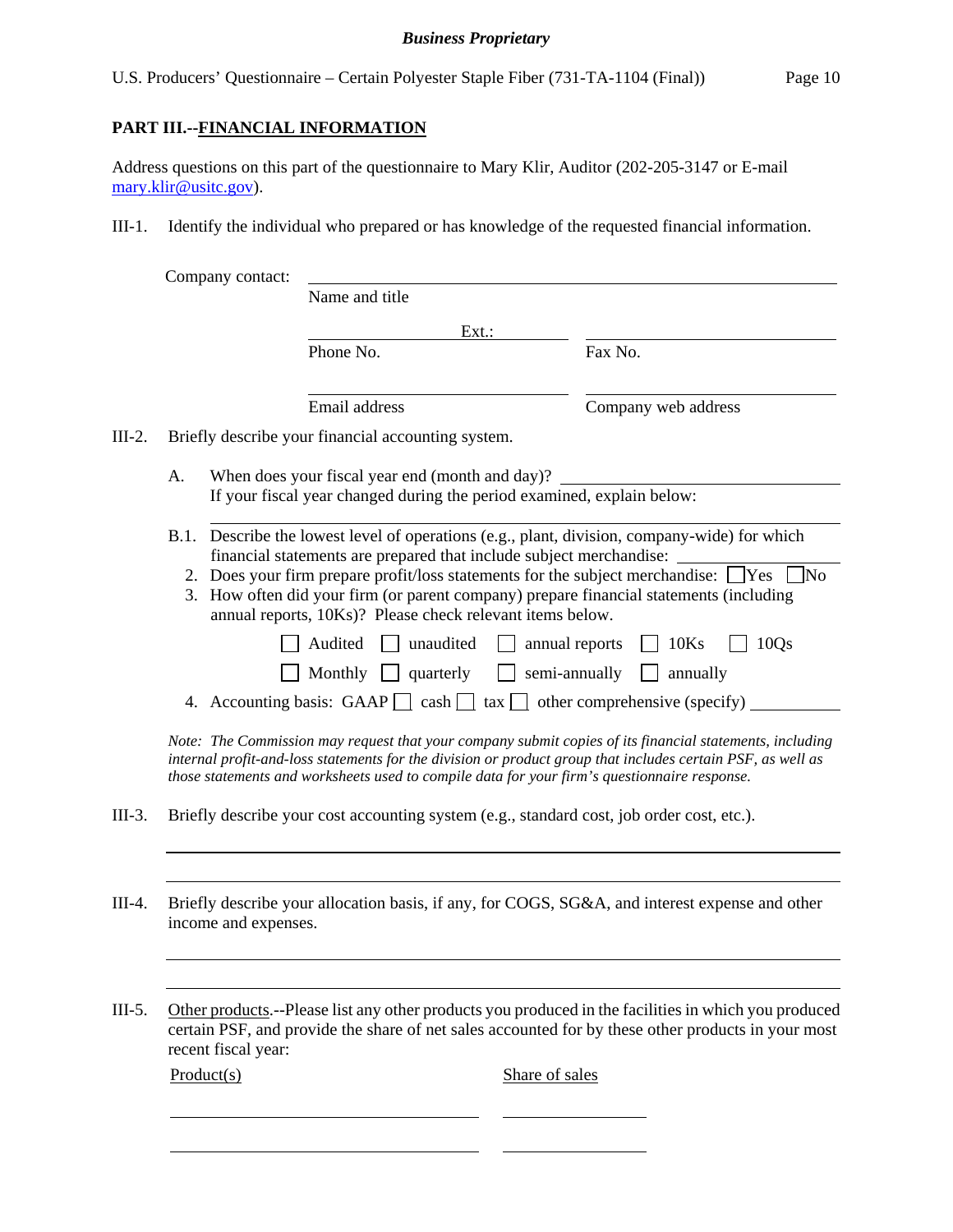## PART III.--FINANCIAL INFORMATION

Address questions on this part of the questionnaire to Mary Klir, Auditor (202-205-3147 or E-mail mary.klir@usitc.gov).

III-1. Identify the individual who prepared or has knowledge of the requested financial information.

Company contact: ______________________________________________
Name and title

______________ Ext.: ________ ______________________
Phone No. Fax No.

______________________ ______________________
Email address Company web address

III-2. Briefly describe your financial accounting system.

A. When does your fiscal year end (month and day)? ______________________
If your fiscal year changed during the period examined, explain below:

______________________________________________

B.1. Describe the lowest level of operations (e.g., plant, division, company-wide) for which financial statements are prepared that include subject merchandise: ______________

2. Does your firm prepare profit/loss statements for the subject merchandise: ☐ Yes ☐ No

3. How often did your firm (or parent company) prepare financial statements (including annual reports, 10Ks)? Please check relevant items below.

☐ Audited ☐ unaudited ☐ annual reports ☐ 10Ks ☐ 10Qs

☐ Monthly ☐ quarterly ☐ semi-annually ☐ annually

4. Accounting basis: GAAP ☐ cash ☐ tax ☐ other comprehensive (specify) ______________

*Note: The Commission may request that your company submit copies of its financial statements, including internal profit-and-loss statements for the division or product group that includes certain PSF, as well as those statements and worksheets used to compile data for your firm's questionnaire response.*

III-3. Briefly describe your cost accounting system (e.g., standard cost, job order cost, etc.).

______________________________________________

______________________________________________

III-4. Briefly describe your allocation basis, if any, for COGS, SG&A, and interest expense and other income and expenses.

______________________________________________

______________________________________________

III-5. Other products.--Please list any other products you produced in the facilities in which you produced certain PSF, and provide the share of net sales accounted for by these other products in your most recent fiscal year:

| Product(s) | Share of sales |
|---|---|
| | |
| | |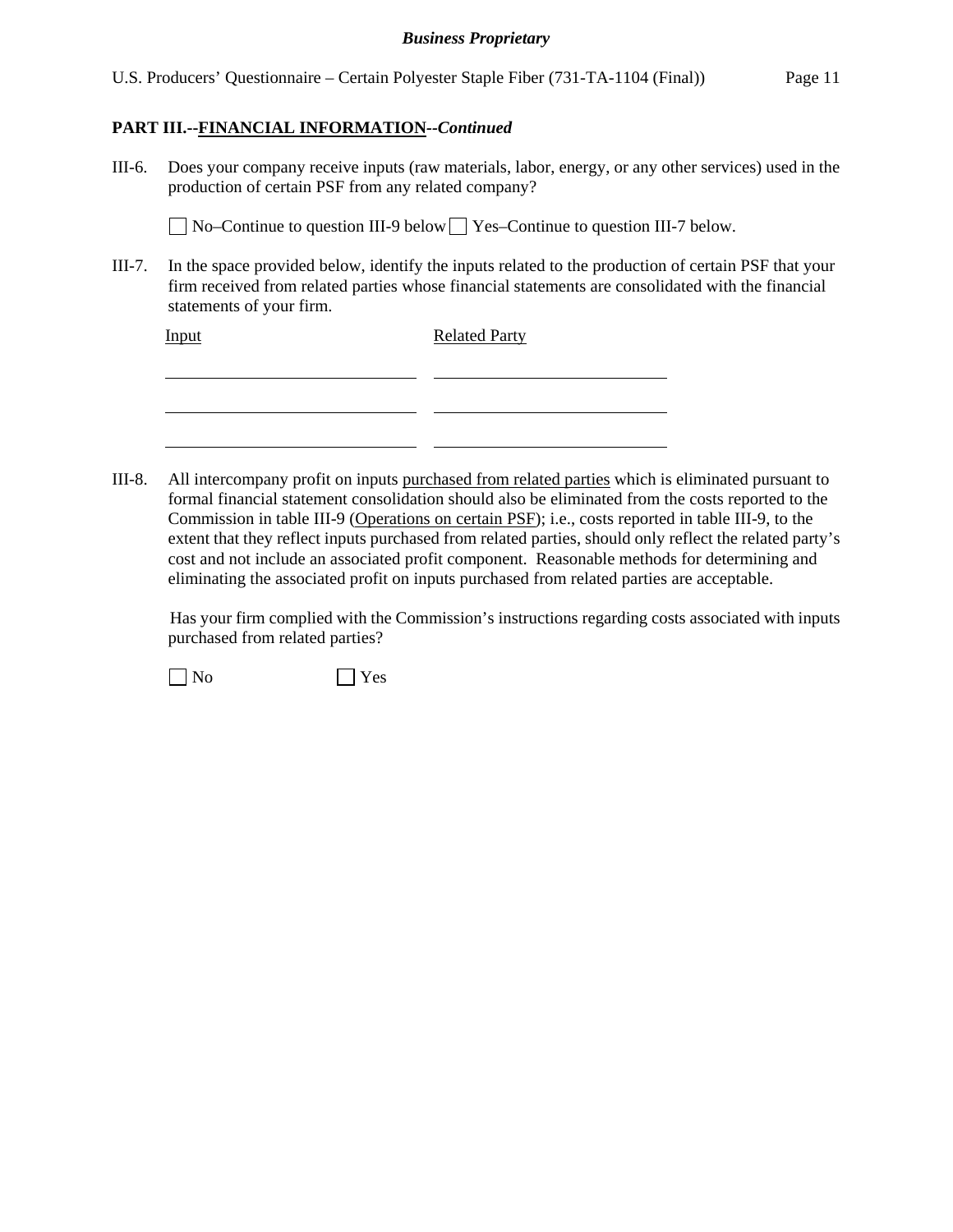## PART III.--FINANCIAL INFORMATION--*Continued*

III-6. Does your company receive inputs (raw materials, labor, energy, or any other services) used in the production of certain PSF from any related company?

☐ No–Continue to question III-9 below ☐ Yes–Continue to question III-7 below.

III-7. In the space provided below, identify the inputs related to the production of certain PSF that your firm received from related parties whose financial statements are consolidated with the financial statements of your firm.

| Input | Related Party |
|---|---|
| | |
| | |
| | |

III-8. All intercompany profit on inputs purchased from related parties which is eliminated pursuant to formal financial statement consolidation should also be eliminated from the costs reported to the Commission in table III-9 (Operations on certain PSF); i.e., costs reported in table III-9, to the extent that they reflect inputs purchased from related parties, should only reflect the related party's cost and not include an associated profit component. Reasonable methods for determining and eliminating the associated profit on inputs purchased from related parties are acceptable.

Has your firm complied with the Commission's instructions regarding costs associated with inputs purchased from related parties?

☐ No ☐ Yes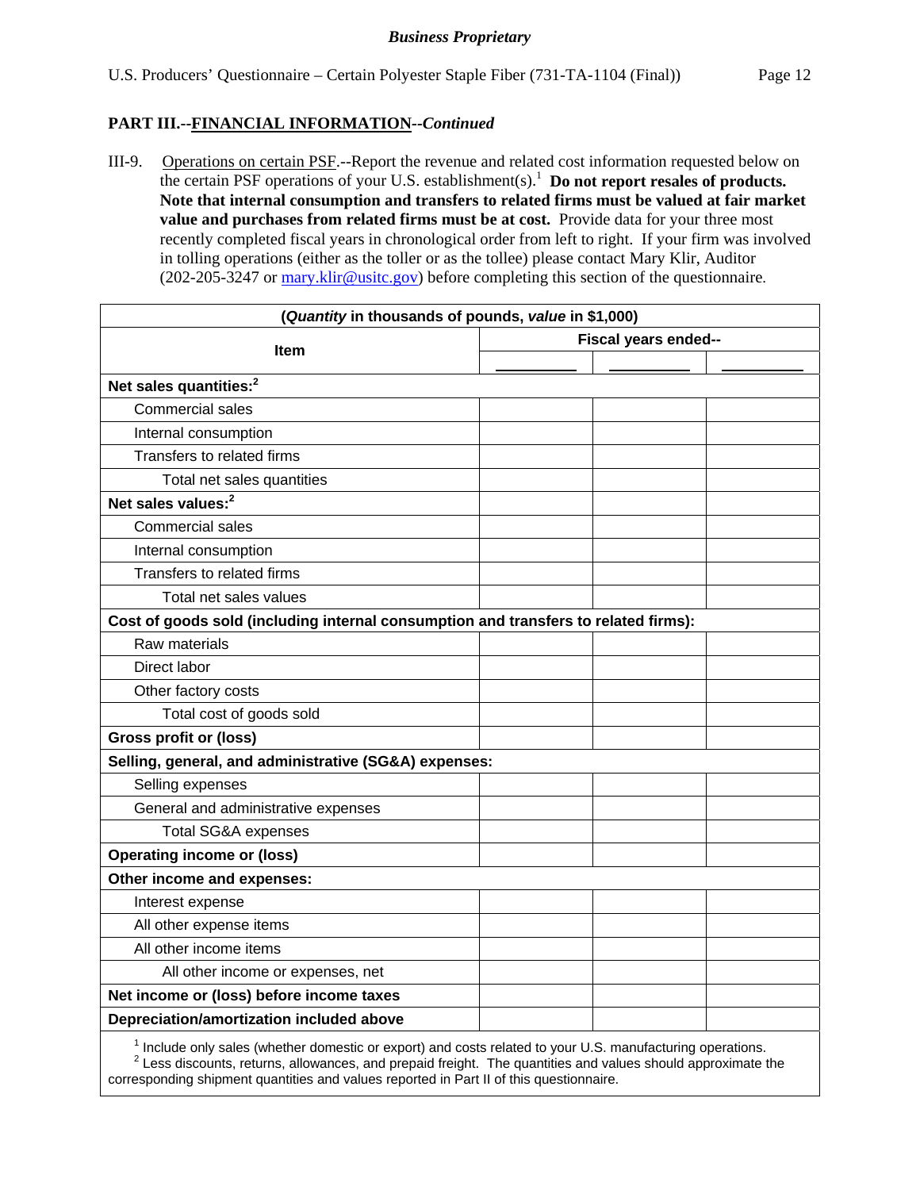**PART III.--FINANCIAL INFORMATION--*Continued***

III-9. Operations on certain PSF.--Report the revenue and related cost information requested below on the certain PSF operations of your U.S. establishment(s).[1] **Do not report resales of products. Note that internal consumption and transfers to related firms must be valued at fair market value and purchases from related firms must be at cost.** Provide data for your three most recently completed fiscal years in chronological order from left to right. If your firm was involved in tolling operations (either as the toller or as the tollee) please contact Mary Klir, Auditor (202-205-3247 or mary.klir@usitc.gov) before completing this section of the questionnaire.

| (*Quantity* in thousands of pounds, *value* in $1,000) | | | |
|---|---|---|---|
| **Item** | **Fiscal years ended--** | | |
| | ______ | ______ | ______ |
| **Net sales quantities:**[2] | | | |
| Commercial sales | | | |
| Internal consumption | | | |
| Transfers to related firms | | | |
| Total net sales quantities | | | |
| **Net sales values:**[2] | | | |
| Commercial sales | | | |
| Internal consumption | | | |
| Transfers to related firms | | | |
| Total net sales values | | | |
| **Cost of goods sold (including internal consumption and transfers to related firms):** | | | |
| Raw materials | | | |
| Direct labor | | | |
| Other factory costs | | | |
| Total cost of goods sold | | | |
| **Gross profit or (loss)** | | | |
| **Selling, general, and administrative (SG&A) expenses:** | | | |
| Selling expenses | | | |
| General and administrative expenses | | | |
| Total SG&A expenses | | | |
| **Operating income or (loss)** | | | |
| **Other income and expenses:** | | | |
| Interest expense | | | |
| All other expense items | | | |
| All other income items | | | |
| All other income or expenses, net | | | |
| **Net income or (loss) before income taxes** | | | |
| **Depreciation/amortization included above** | | | |

[1] Include only sales (whether domestic or export) and costs related to your U.S. manufacturing operations.

[2] Less discounts, returns, allowances, and prepaid freight. The quantities and values should approximate the corresponding shipment quantities and values reported in Part II of this questionnaire.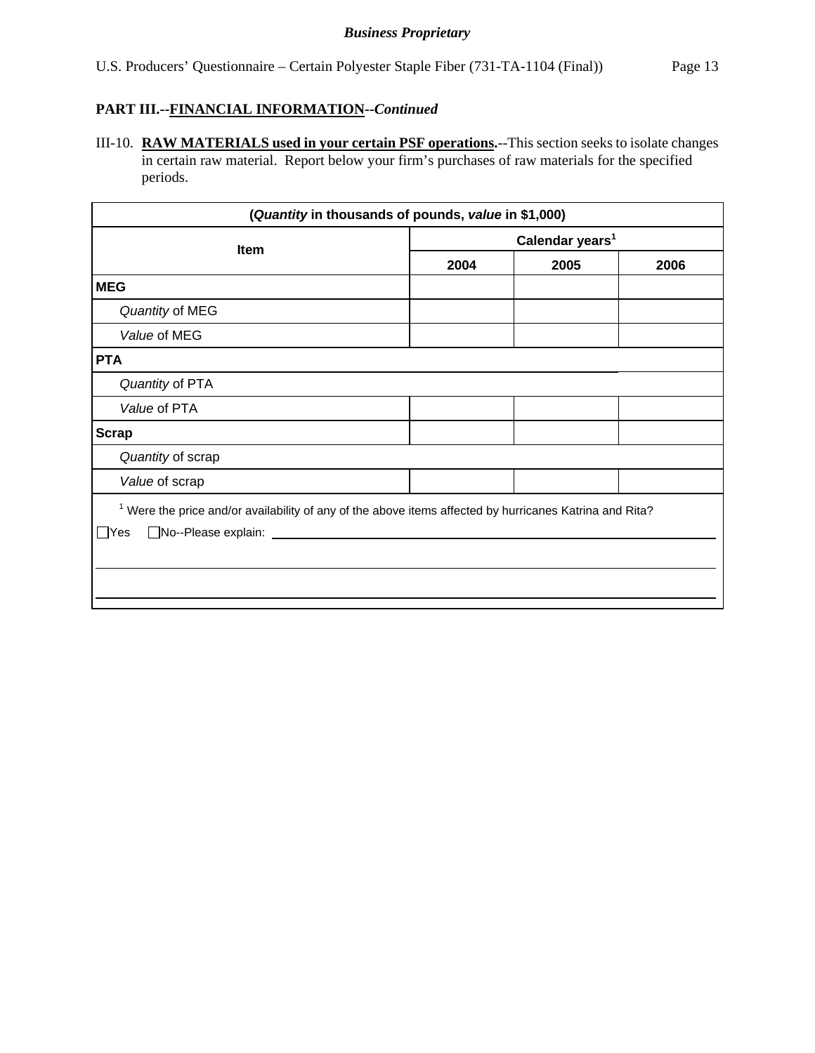**Business Proprietary**

U.S. Producers' Questionnaire – Certain Polyester Staple Fiber (731-TA-1104 (Final))

**PART III.--FINANCIAL INFORMATION--*Continued***

III-10. **RAW MATERIALS used in your certain PSF operations.**--This section seeks to isolate changes in certain raw material. Report below your firm's purchases of raw materials for the specified periods.

| (*Quantity* in thousands of pounds, *value* in $1,000) | | | |
|---|---|---|---|
| Item | Calendar years[1] | | |
| | 2004 | 2005 | 2006 |
| **MEG** | | | |
| *Quantity* of MEG | | | |
| *Value* of MEG | | | |
| **PTA** | | | |
| *Quantity* of PTA | | | |
| *Value* of PTA | | | |
| **Scrap** | | | |
| *Quantity* of scrap | | | |
| *Value* of scrap | | | |

[1] Were the price and/or availability of any of the above items affected by hurricanes Katrina and Rita?

☐Yes ☐No--Please explain: ______________________________________________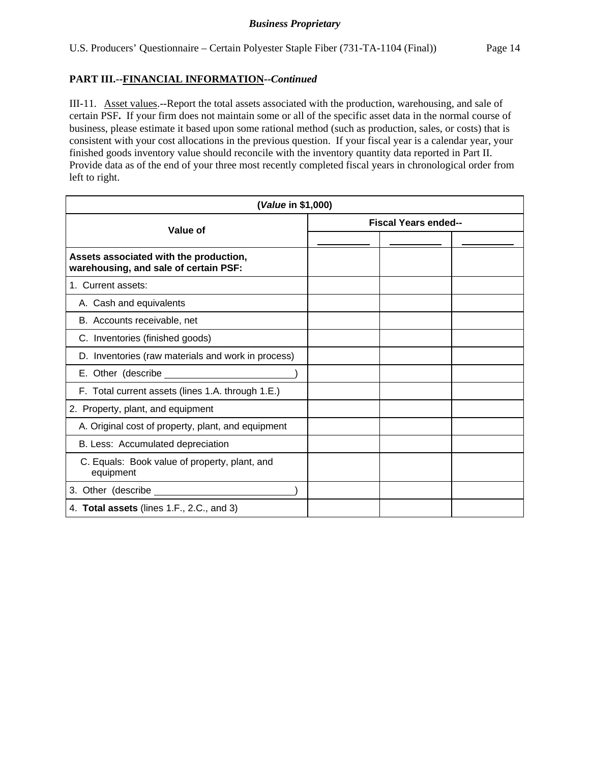**Business Proprietary**

## PART III.--FINANCIAL INFORMATION--*Continued*

III-11. Asset values.--Report the total assets associated with the production, warehousing, and sale of certain PSF**.** If your firm does not maintain some or all of the specific asset data in the normal course of business, please estimate it based upon some rational method (such as production, sales, or costs) that is consistent with your cost allocations in the previous question. If your fiscal year is a calendar year, your finished goods inventory value should reconcile with the inventory quantity data reported in Part II. Provide data as of the end of your three most recently completed fiscal years in chronological order from left to right.

| (*Value* in $1,000) | | | |
|---|---|---|---|
| **Value of** | **Fiscal Years ended--** | | |
| | ________ | ________ | ________ |
| **Assets associated with the production, warehousing, and sale of certain PSF:** | | | |
| 1. Current assets: | | | |
| A. Cash and equivalents | | | |
| B. Accounts receivable, net | | | |
| C. Inventories (finished goods) | | | |
| D. Inventories (raw materials and work in process) | | | |
| E. Other (describe ________________) | | | |
| F. Total current assets (lines 1.A. through 1.E.) | | | |
| 2. Property, plant, and equipment | | | |
| A. Original cost of property, plant, and equipment | | | |
| B. Less: Accumulated depreciation | | | |
| C. Equals: Book value of property, plant, and equipment | | | |
| 3. Other (describe ________________) | | | |
| 4. **Total assets** (lines 1.F., 2.C., and 3) | | | |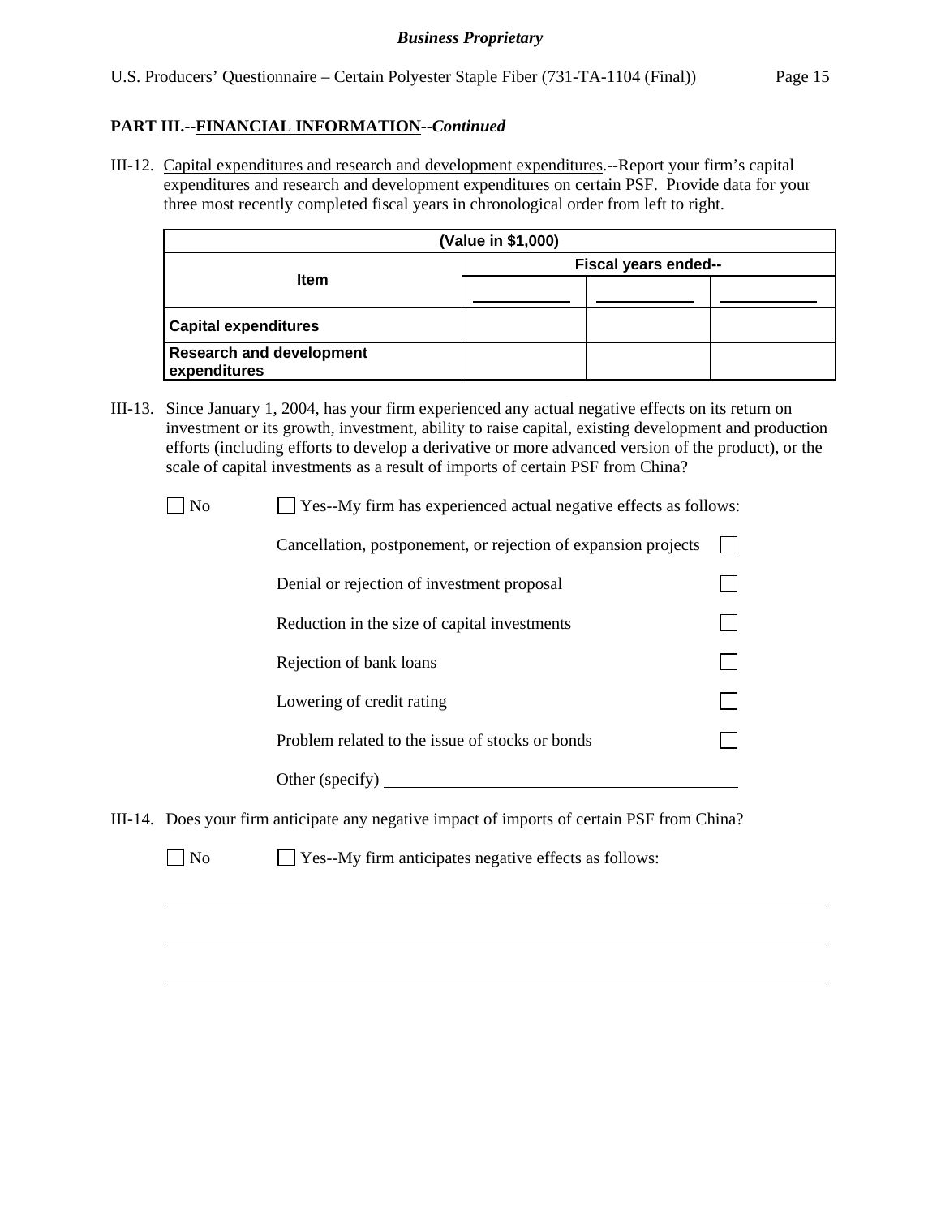**PART III.--FINANCIAL INFORMATION--*Continued***

III-12. Capital expenditures and research and development expenditures.--Report your firm's capital expenditures and research and development expenditures on certain PSF. Provide data for your three most recently completed fiscal years in chronological order from left to right.

| (Value in $1,000) | | | |
|---|---|---|---|
| **Item** | **Fiscal years ended--** | | |
| | ________ | ________ | ________ |
| **Capital expenditures** | | | |
| **Research and development expenditures** | | | |

III-13. Since January 1, 2004, has your firm experienced any actual negative effects on its return on investment or its growth, investment, ability to raise capital, existing development and production efforts (including efforts to develop a derivative or more advanced version of the product), or the scale of capital investments as a result of imports of certain PSF from China?

☐ No ☐ Yes--My firm has experienced actual negative effects as follows:

- Cancellation, postponement, or rejection of expansion projects ☐
- Denial or rejection of investment proposal ☐
- Reduction in the size of capital investments ☐
- Rejection of bank loans ☐
- Lowering of credit rating ☐
- Problem related to the issue of stocks or bonds ☐
- Other (specify) ________________________________

III-14. Does your firm anticipate any negative impact of imports of certain PSF from China?

☐ No ☐ Yes--My firm anticipates negative effects as follows:

________________________________________________________________________

________________________________________________________________________

________________________________________________________________________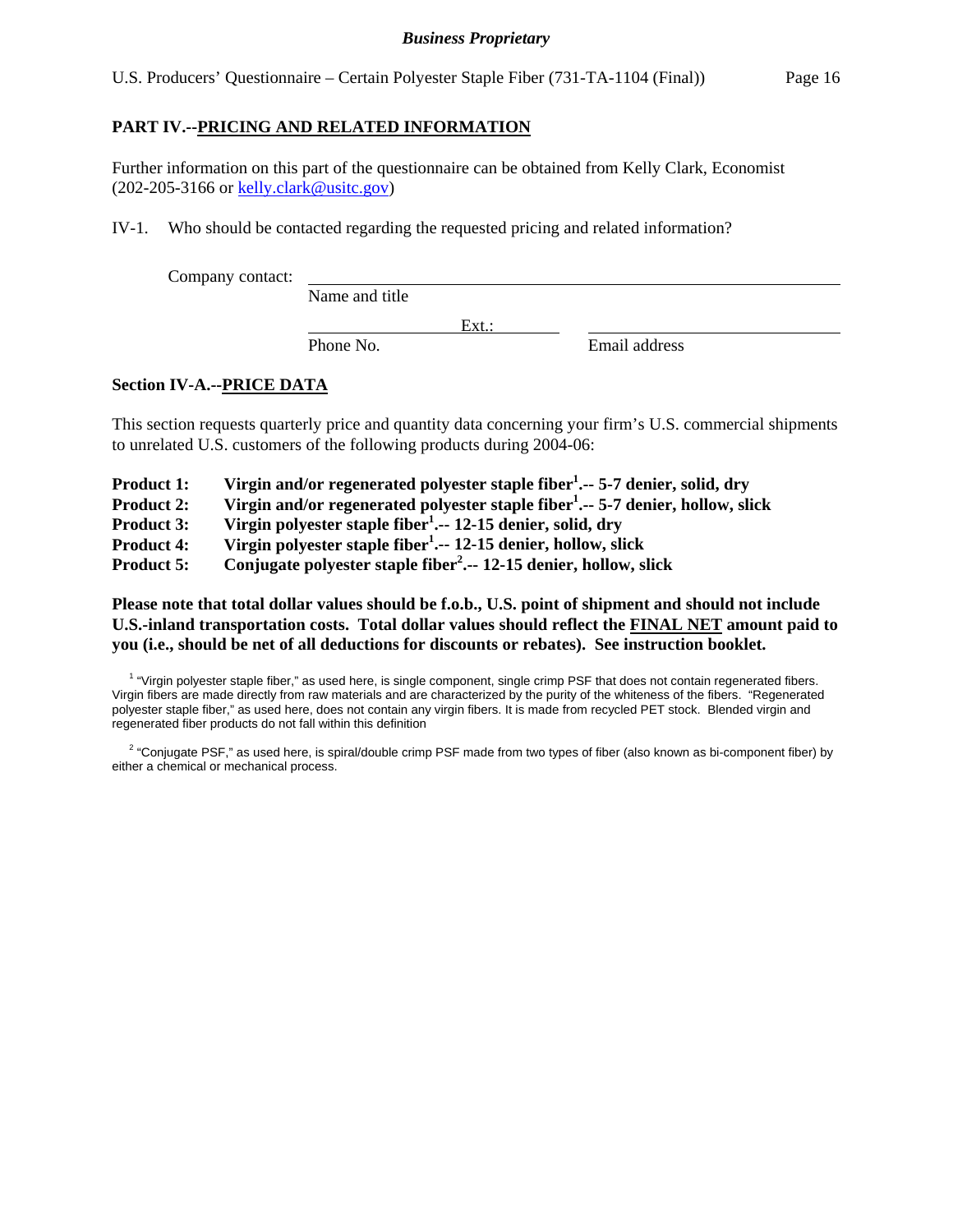## PART IV.--PRICING AND RELATED INFORMATION

Further information on this part of the questionnaire can be obtained from Kelly Clark, Economist (202-205-3166 or kelly.clark@usitc.gov)

IV-1. Who should be contacted regarding the requested pricing and related information?

Company contact: ______________________________________________
Name and title

______________ Ext.: ________ ______________________________
Phone No. Email address

### Section IV-A.--PRICE DATA

This section requests quarterly price and quantity data concerning your firm's U.S. commercial shipments to unrelated U.S. customers of the following products during 2004-06:

**Product 1:** **Virgin and/or regenerated polyester staple fiber[1].-- 5-7 denier, solid, dry**
**Product 2:** **Virgin and/or regenerated polyester staple fiber[1].-- 5-7 denier, hollow, slick**
**Product 3:** **Virgin polyester staple fiber[1].-- 12-15 denier, solid, dry**
**Product 4:** **Virgin polyester staple fiber[1].-- 12-15 denier, hollow, slick**
**Product 5:** **Conjugate polyester staple fiber[2].-- 12-15 denier, hollow, slick**

**Please note that total dollar values should be f.o.b., U.S. point of shipment and should not include U.S.-inland transportation costs. Total dollar values should reflect the FINAL NET amount paid to you (i.e., should be net of all deductions for discounts or rebates). See instruction booklet.**

[1] "Virgin polyester staple fiber," as used here, is single component, single crimp PSF that does not contain regenerated fibers. Virgin fibers are made directly from raw materials and are characterized by the purity of the whiteness of the fibers. "Regenerated polyester staple fiber," as used here, does not contain any virgin fibers. It is made from recycled PET stock. Blended virgin and regenerated fiber products do not fall within this definition

[2] "Conjugate PSF," as used here, is spiral/double crimp PSF made from two types of fiber (also known as bi-component fiber) by either a chemical or mechanical process.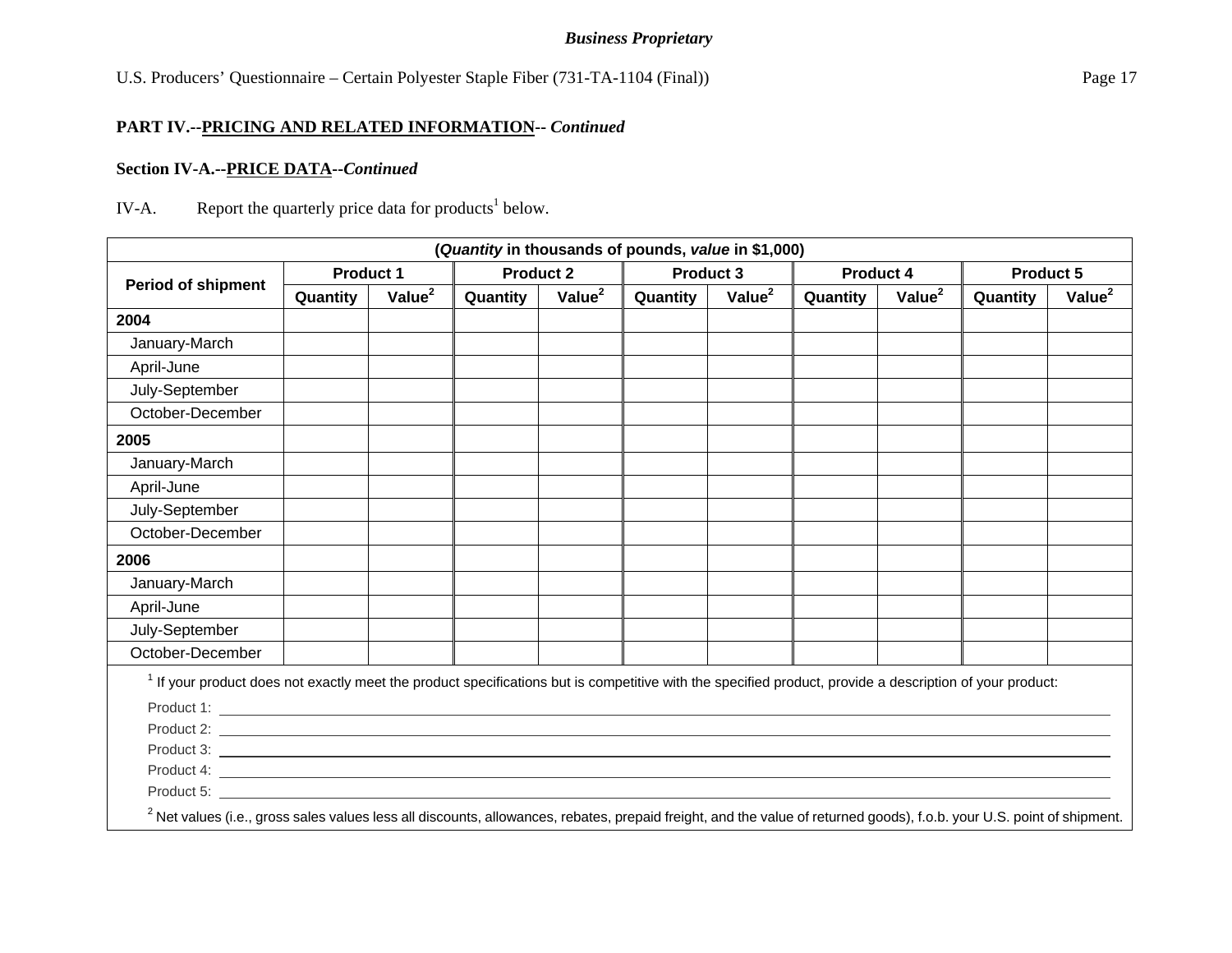**PART IV.--PRICING AND RELATED INFORMATION-- *Continued***

**Section IV-A.--PRICE DATA--*Continued***

IV-A. Report the quarterly price data for products[1] below.

| (*Quantity* in thousands of pounds, *value* in $1,000) | | | | | | | | | | |
|---|---|---|---|---|---|---|---|---|---|---|
| Period of shipment | Product 1 | | Product 2 | | Product 3 | | Product 4 | | Product 5 | |
| | Quantity | Value[2] | Quantity | Value[2] | Quantity | Value[2] | Quantity | Value[2] | Quantity | Value[2] |
| **2004** | | | | | | | | | | |
| January-March | | | | | | | | | | |
| April-June | | | | | | | | | | |
| July-September | | | | | | | | | | |
| October-December | | | | | | | | | | |
| **2005** | | | | | | | | | | |
| January-March | | | | | | | | | | |
| April-June | | | | | | | | | | |
| July-September | | | | | | | | | | |
| October-December | | | | | | | | | | |
| **2006** | | | | | | | | | | |
| January-March | | | | | | | | | | |
| April-June | | | | | | | | | | |
| July-September | | | | | | | | | | |
| October-December | | | | | | | | | | |

[1] If your product does not exactly meet the product specifications but is competitive with the specified product, provide a description of your product:

Product 1: \_\_\_\_\_\_\_\_\_\_\_\_\_\_\_\_\_\_\_\_\_\_\_\_\_\_\_\_\_\_

Product 2: \_\_\_\_\_\_\_\_\_\_\_\_\_\_\_\_\_\_\_\_\_\_\_\_\_\_\_\_\_\_

Product 3: \_\_\_\_\_\_\_\_\_\_\_\_\_\_\_\_\_\_\_\_\_\_\_\_\_\_\_\_\_\_

Product 4: \_\_\_\_\_\_\_\_\_\_\_\_\_\_\_\_\_\_\_\_\_\_\_\_\_\_\_\_\_\_

Product 5: \_\_\_\_\_\_\_\_\_\_\_\_\_\_\_\_\_\_\_\_\_\_\_\_\_\_\_\_\_\_

[2] Net values (i.e., gross sales values less all discounts, allowances, rebates, prepaid freight, and the value of returned goods), f.o.b. your U.S. point of shipment.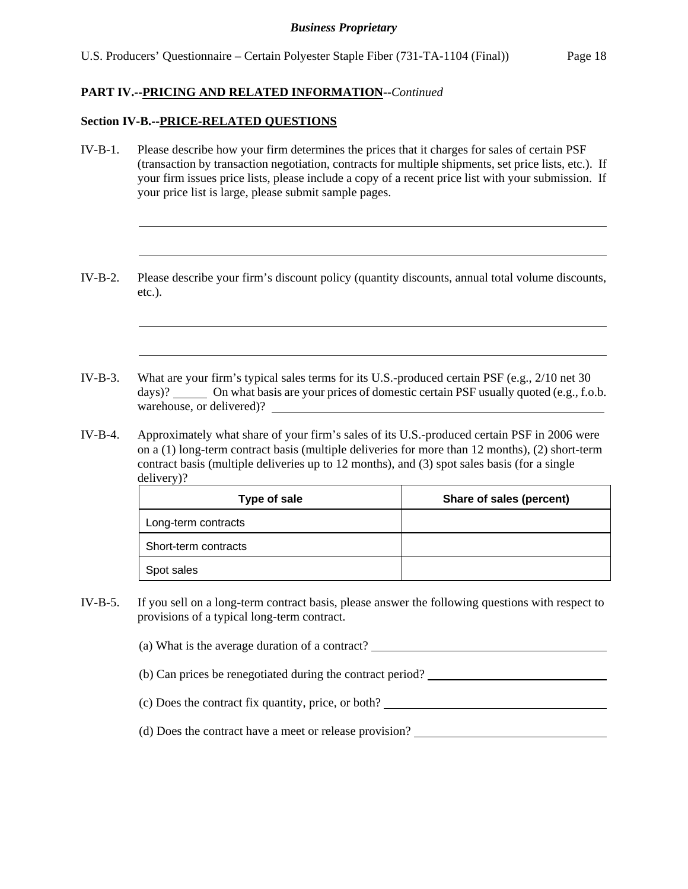**PART IV.--PRICING AND RELATED INFORMATION**--*Continued*

**Section IV-B.--PRICE-RELATED QUESTIONS**

IV-B-1. Please describe how your firm determines the prices that it charges for sales of certain PSF (transaction by transaction negotiation, contracts for multiple shipments, set price lists, etc.). If your firm issues price lists, please include a copy of a recent price list with your submission. If your price list is large, please submit sample pages.

\_\_\_\_\_\_\_\_\_\_\_\_\_\_\_\_\_\_\_\_\_\_\_\_\_\_\_\_\_\_\_\_\_\_\_\_\_\_\_\_\_\_\_\_\_\_\_\_\_\_\_\_\_\_\_\_

\_\_\_\_\_\_\_\_\_\_\_\_\_\_\_\_\_\_\_\_\_\_\_\_\_\_\_\_\_\_\_\_\_\_\_\_\_\_\_\_\_\_\_\_\_\_\_\_\_\_\_\_\_\_\_\_

IV-B-2. Please describe your firm's discount policy (quantity discounts, annual total volume discounts, etc.).

\_\_\_\_\_\_\_\_\_\_\_\_\_\_\_\_\_\_\_\_\_\_\_\_\_\_\_\_\_\_\_\_\_\_\_\_\_\_\_\_\_\_\_\_\_\_\_\_\_\_\_\_\_\_\_\_

\_\_\_\_\_\_\_\_\_\_\_\_\_\_\_\_\_\_\_\_\_\_\_\_\_\_\_\_\_\_\_\_\_\_\_\_\_\_\_\_\_\_\_\_\_\_\_\_\_\_\_\_\_\_\_\_

IV-B-3. What are your firm's typical sales terms for its U.S.-produced certain PSF (e.g., 2/10 net 30 days)? \_\_\_\_\_\_ On what basis are your prices of domestic certain PSF usually quoted (e.g., f.o.b. warehouse, or delivered)? \_\_\_\_\_\_\_\_\_\_\_\_\_\_\_\_\_\_\_\_\_\_\_\_\_\_\_\_\_\_\_\_\_\_\_\_

IV-B-4. Approximately what share of your firm's sales of its U.S.-produced certain PSF in 2006 were on a (1) long-term contract basis (multiple deliveries for more than 12 months), (2) short-term contract basis (multiple deliveries up to 12 months), and (3) spot sales basis (for a single delivery)?

| Type of sale | Share of sales (percent) |
|---|---|
| Long-term contracts | |
| Short-term contracts | |
| Spot sales | |

IV-B-5. If you sell on a long-term contract basis, please answer the following questions with respect to provisions of a typical long-term contract.

(a) What is the average duration of a contract? \_\_\_\_\_\_\_\_\_\_\_\_\_\_\_\_\_\_\_\_\_\_\_\_\_\_\_\_\_\_

(b) Can prices be renegotiated during the contract period? \_\_\_\_\_\_\_\_\_\_\_\_\_\_\_\_\_\_\_\_\_\_\_\_

(c) Does the contract fix quantity, price, or both? \_\_\_\_\_\_\_\_\_\_\_\_\_\_\_\_\_\_\_\_\_\_\_\_\_\_\_\_\_\_

(d) Does the contract have a meet or release provision? \_\_\_\_\_\_\_\_\_\_\_\_\_\_\_\_\_\_\_\_\_\_\_\_\_\_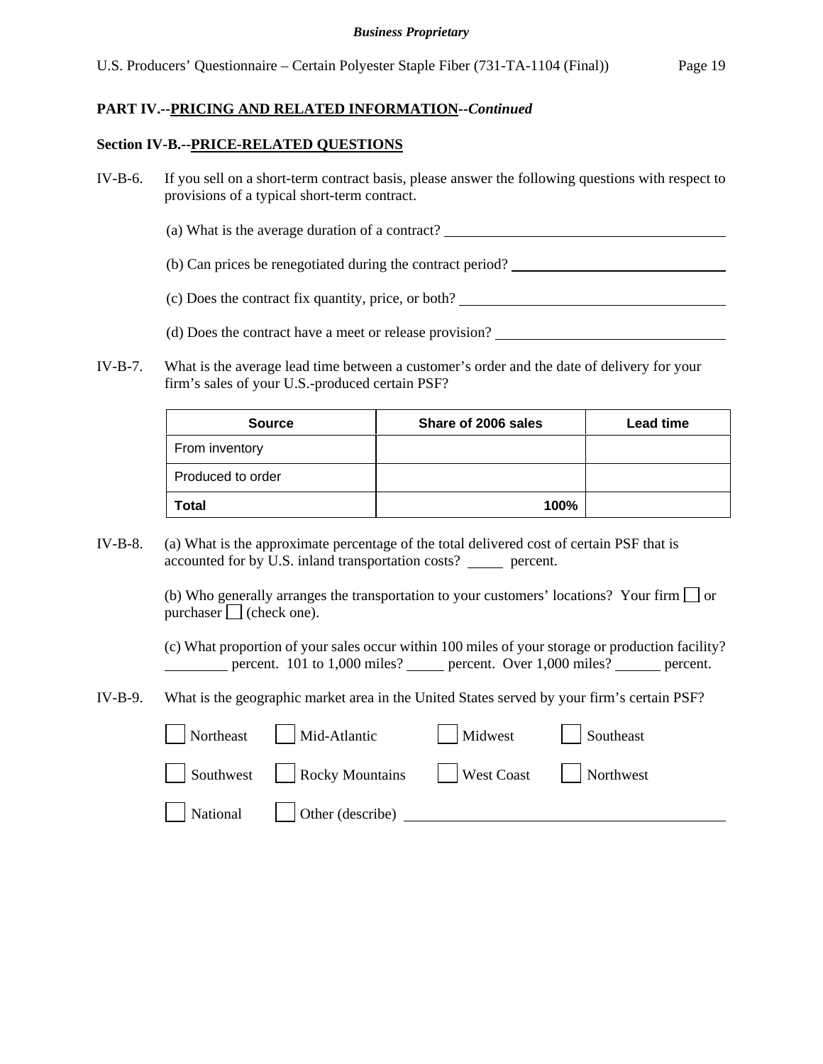## PART IV.--PRICING AND RELATED INFORMATION--*Continued*

### Section IV-B.--PRICE-RELATED QUESTIONS

IV-B-6. If you sell on a short-term contract basis, please answer the following questions with respect to provisions of a typical short-term contract.

(a) What is the average duration of a contract? ____________________

(b) Can prices be renegotiated during the contract period? ____________________

(c) Does the contract fix quantity, price, or both? ____________________

(d) Does the contract have a meet or release provision? ____________________

IV-B-7. What is the average lead time between a customer's order and the date of delivery for your firm's sales of your U.S.-produced certain PSF?

| Source | Share of 2006 sales | Lead time |
|---|---|---|
| From inventory | | |
| Produced to order | | |
| **Total** | **100%** | |

IV-B-8. (a) What is the approximate percentage of the total delivered cost of certain PSF that is accounted for by U.S. inland transportation costs? _____ percent.

(b) Who generally arranges the transportation to your customers' locations? Your firm ☐ or purchaser ☐ (check one).

(c) What proportion of your sales occur within 100 miles of your storage or production facility? ________ percent. 101 to 1,000 miles? _____ percent. Over 1,000 miles? ______ percent.

IV-B-9. What is the geographic market area in the United States served by your firm's certain PSF?

☐ Northeast ☐ Mid-Atlantic ☐ Midwest ☐ Southeast

☐ Southwest ☐ Rocky Mountains ☐ West Coast ☐ Northwest

☐ National ☐ Other (describe) ____________________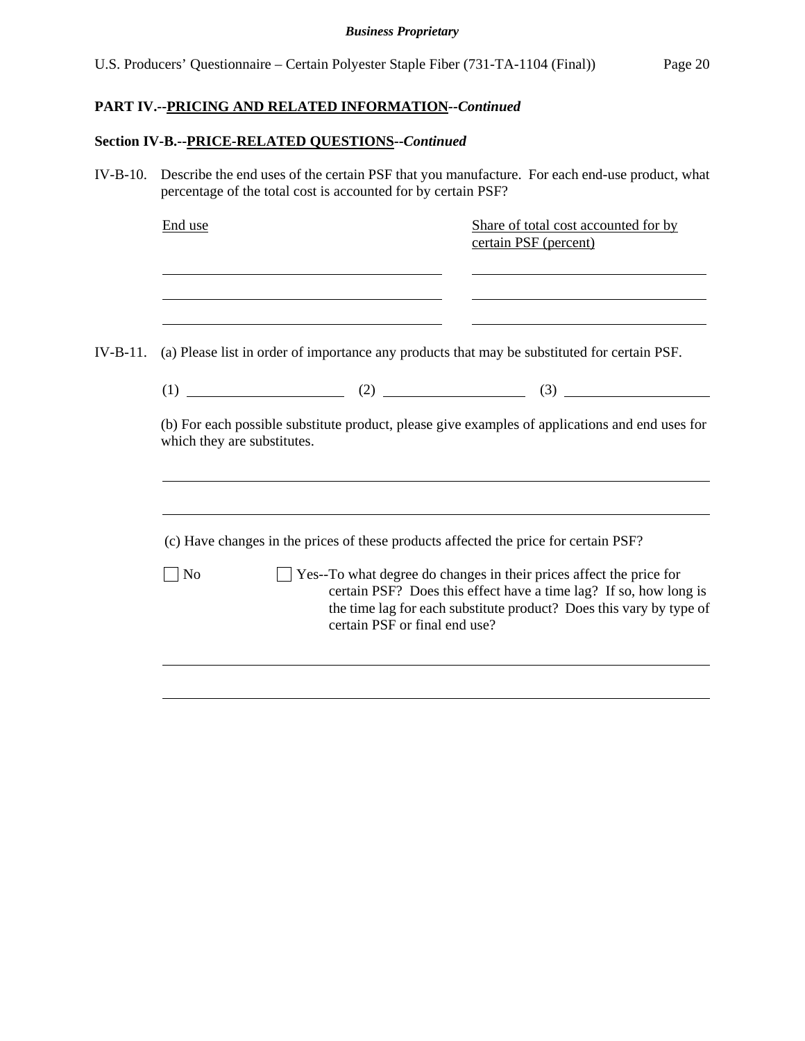## PART IV.--PRICING AND RELATED INFORMATION--*Continued*

### Section IV-B.--PRICE-RELATED QUESTIONS--*Continued*

IV-B-10. Describe the end uses of the certain PSF that you manufacture. For each end-use product, what percentage of the total cost is accounted for by certain PSF?

| End use | Share of total cost accounted for by certain PSF (percent) |
|---|---|
| | |
| | |
| | |

IV-B-11. (a) Please list in order of importance any products that may be substituted for certain PSF.

(1) ____________________ (2) ____________________ (3) ____________________

(b) For each possible substitute product, please give examples of applications and end uses for which they are substitutes.

______________________________________________________________________________

______________________________________________________________________________

(c) Have changes in the prices of these products affected the price for certain PSF?

☐ No ☐ Yes--To what degree do changes in their prices affect the price for certain PSF? Does this effect have a time lag? If so, how long is the time lag for each substitute product? Does this vary by type of certain PSF or final end use?

______________________________________________________________________________

______________________________________________________________________________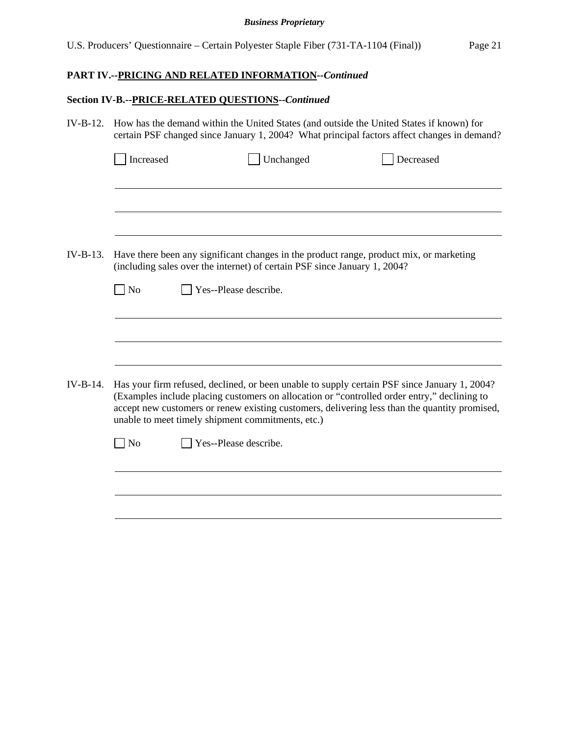**PART IV.--PRICING AND RELATED INFORMATION--*Continued***

**Section IV-B.--PRICE-RELATED QUESTIONS--*Continued***

IV-B-12. How has the demand within the United States (and outside the United States if known) for certain PSF changed since January 1, 2004? What principal factors affect changes in demand?

☐ Increased ☐ Unchanged ☐ Decreased

IV-B-13. Have there been any significant changes in the product range, product mix, or marketing (including sales over the internet) of certain PSF since January 1, 2004?

☐ No ☐ Yes--Please describe.

IV-B-14. Has your firm refused, declined, or been unable to supply certain PSF since January 1, 2004? (Examples include placing customers on allocation or "controlled order entry," declining to accept new customers or renew existing customers, delivering less than the quantity promised, unable to meet timely shipment commitments, etc.)

☐ No ☐ Yes--Please describe.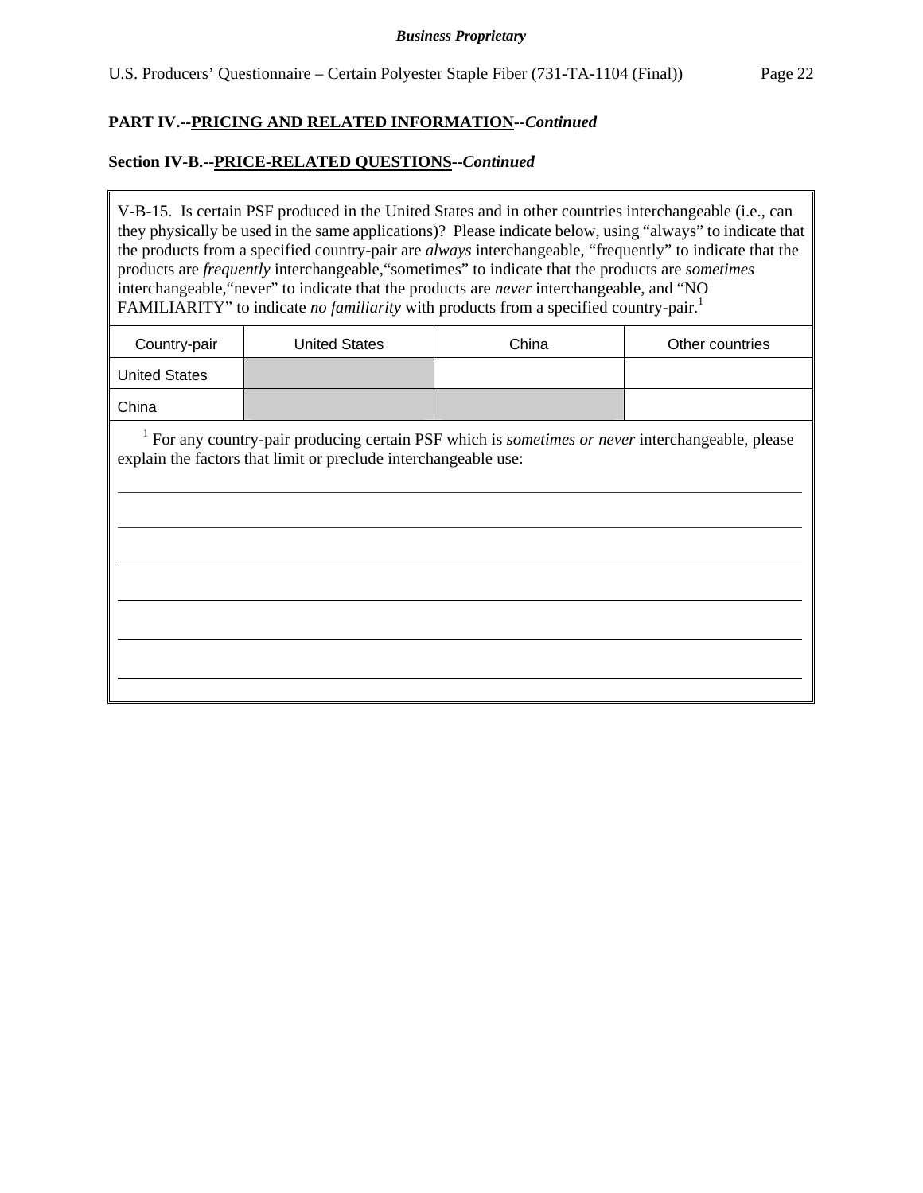**Business Proprietary**

U.S. Producers' Questionnaire – Certain Polyester Staple Fiber (731-TA-1104 (Final))

## PART IV.--PRICING AND RELATED INFORMATION--*Continued*

### Section IV-B.--PRICE-RELATED QUESTIONS--*Continued*

V-B-15. Is certain PSF produced in the United States and in other countries interchangeable (i.e., can they physically be used in the same applications)? Please indicate below, using "always" to indicate that the products from a specified country-pair are *always* interchangeable, "frequently" to indicate that the products are *frequently* interchangeable, "sometimes" to indicate that the products are *sometimes* interchangeable, "never" to indicate that the products are *never* interchangeable, and "NO FAMILIARITY" to indicate *no familiarity* with products from a specified country-pair.[1]

| Country-pair | United States | China | Other countries |
|---|---|---|---|
| United States | | | |
| China | | | |

[1] For any country-pair producing certain PSF which is *sometimes or never* interchangeable, please explain the factors that limit or preclude interchangeable use:

______________________________________________________________________

______________________________________________________________________

______________________________________________________________________

______________________________________________________________________

______________________________________________________________________

______________________________________________________________________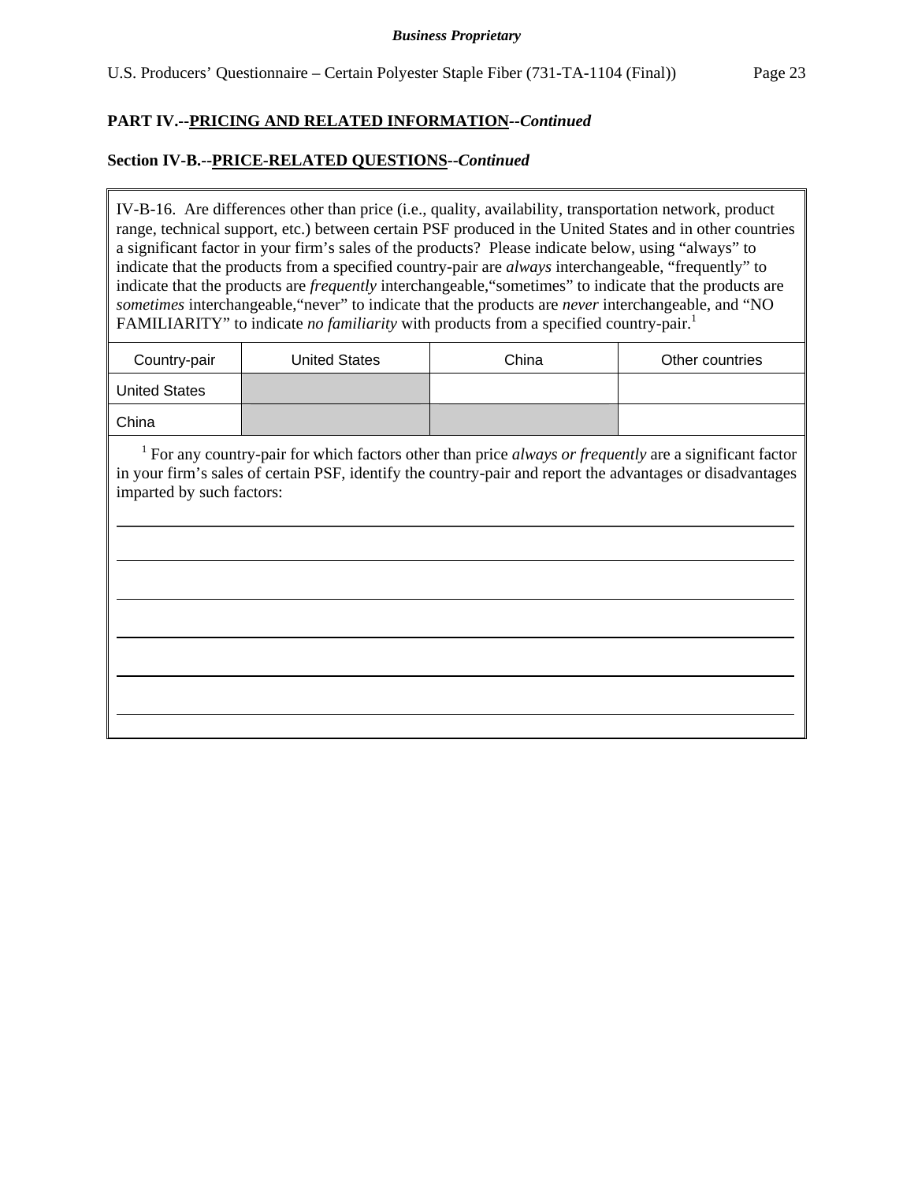**PART IV.--PRICING AND RELATED INFORMATION--*Continued***

**Section IV-B.--PRICE-RELATED QUESTIONS--*Continued***

IV-B-16. Are differences other than price (i.e., quality, availability, transportation network, product range, technical support, etc.) between certain PSF produced in the United States and in other countries a significant factor in your firm's sales of the products? Please indicate below, using "always" to indicate that the products from a specified country-pair are *always* interchangeable, "frequently" to indicate that the products are *frequently* interchangeable, "sometimes" to indicate that the products are *sometimes* interchangeable, "never" to indicate that the products are *never* interchangeable, and "NO FAMILIARITY" to indicate *no familiarity* with products from a specified country-pair.[1]

| Country-pair | United States | China | Other countries |
|---|---|---|---|
| United States | | | |
| China | | | |

[1] For any country-pair for which factors other than price *always or frequently* are a significant factor in your firm's sales of certain PSF, identify the country-pair and report the advantages or disadvantages imparted by such factors:

______________________________________________________________________________

______________________________________________________________________________

______________________________________________________________________________

______________________________________________________________________________

______________________________________________________________________________

______________________________________________________________________________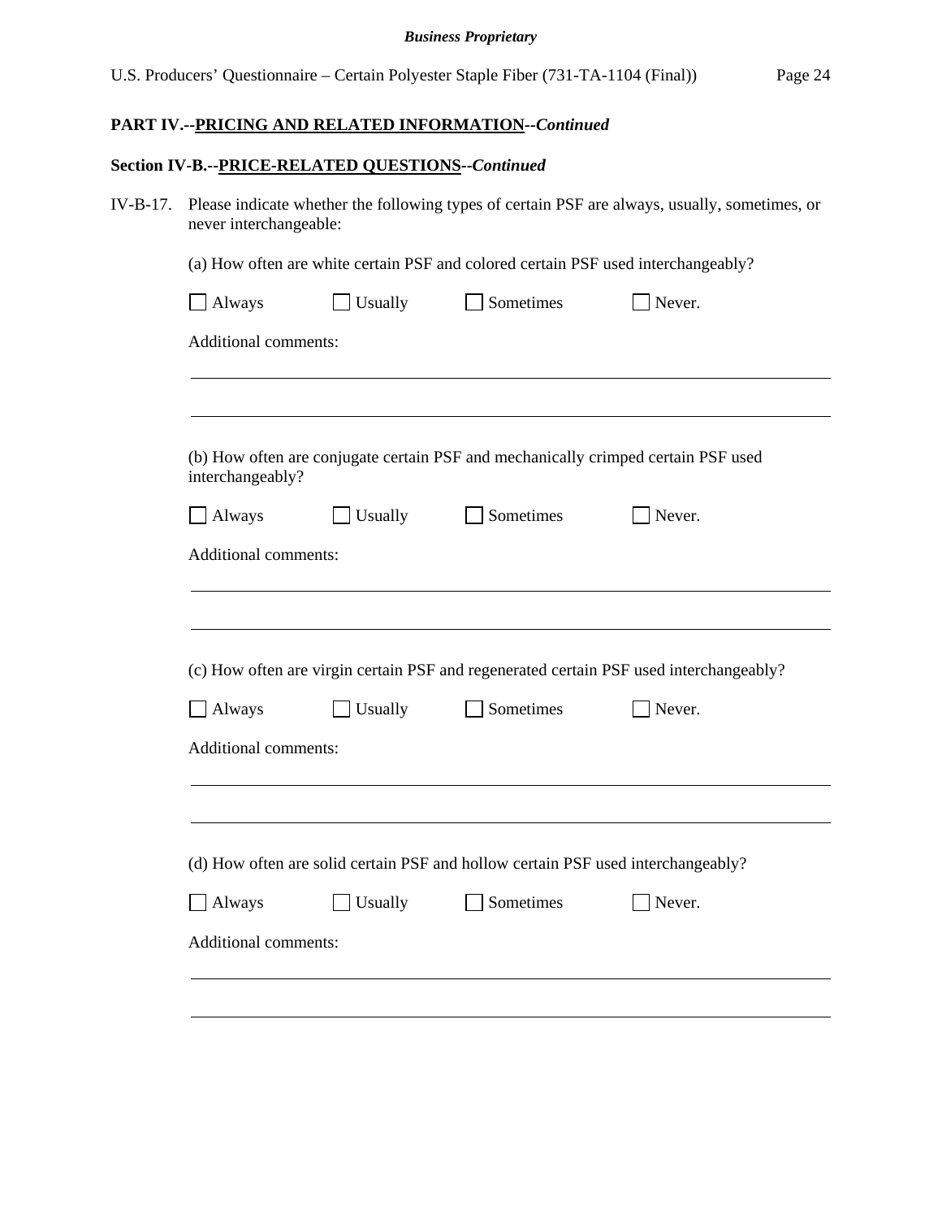**PART IV.--PRICING AND RELATED INFORMATION--*Continued***

**Section IV-B.--PRICE-RELATED QUESTIONS--*Continued***

IV-B-17. Please indicate whether the following types of certain PSF are always, usually, sometimes, or never interchangeable:

(a) How often are white certain PSF and colored certain PSF used interchangeably?

☐ Always ☐ Usually ☐ Sometimes ☐ Never.

Additional comments:

\_\_\_\_\_\_\_\_\_\_\_\_\_\_\_\_\_\_\_\_\_\_\_\_\_\_\_\_\_\_\_\_\_\_\_\_\_\_\_\_\_\_\_\_\_\_\_\_\_\_\_\_\_\_\_\_\_\_\_\_

\_\_\_\_\_\_\_\_\_\_\_\_\_\_\_\_\_\_\_\_\_\_\_\_\_\_\_\_\_\_\_\_\_\_\_\_\_\_\_\_\_\_\_\_\_\_\_\_\_\_\_\_\_\_\_\_\_\_\_\_

(b) How often are conjugate certain PSF and mechanically crimped certain PSF used interchangeably?

☐ Always ☐ Usually ☐ Sometimes ☐ Never.

Additional comments:

\_\_\_\_\_\_\_\_\_\_\_\_\_\_\_\_\_\_\_\_\_\_\_\_\_\_\_\_\_\_\_\_\_\_\_\_\_\_\_\_\_\_\_\_\_\_\_\_\_\_\_\_\_\_\_\_\_\_\_\_

\_\_\_\_\_\_\_\_\_\_\_\_\_\_\_\_\_\_\_\_\_\_\_\_\_\_\_\_\_\_\_\_\_\_\_\_\_\_\_\_\_\_\_\_\_\_\_\_\_\_\_\_\_\_\_\_\_\_\_\_

(c) How often are virgin certain PSF and regenerated certain PSF used interchangeably?

☐ Always ☐ Usually ☐ Sometimes ☐ Never.

Additional comments:

\_\_\_\_\_\_\_\_\_\_\_\_\_\_\_\_\_\_\_\_\_\_\_\_\_\_\_\_\_\_\_\_\_\_\_\_\_\_\_\_\_\_\_\_\_\_\_\_\_\_\_\_\_\_\_\_\_\_\_\_

\_\_\_\_\_\_\_\_\_\_\_\_\_\_\_\_\_\_\_\_\_\_\_\_\_\_\_\_\_\_\_\_\_\_\_\_\_\_\_\_\_\_\_\_\_\_\_\_\_\_\_\_\_\_\_\_\_\_\_\_

(d) How often are solid certain PSF and hollow certain PSF used interchangeably?

☐ Always ☐ Usually ☐ Sometimes ☐ Never.

Additional comments:

\_\_\_\_\_\_\_\_\_\_\_\_\_\_\_\_\_\_\_\_\_\_\_\_\_\_\_\_\_\_\_\_\_\_\_\_\_\_\_\_\_\_\_\_\_\_\_\_\_\_\_\_\_\_\_\_\_\_\_\_

\_\_\_\_\_\_\_\_\_\_\_\_\_\_\_\_\_\_\_\_\_\_\_\_\_\_\_\_\_\_\_\_\_\_\_\_\_\_\_\_\_\_\_\_\_\_\_\_\_\_\_\_\_\_\_\_\_\_\_\_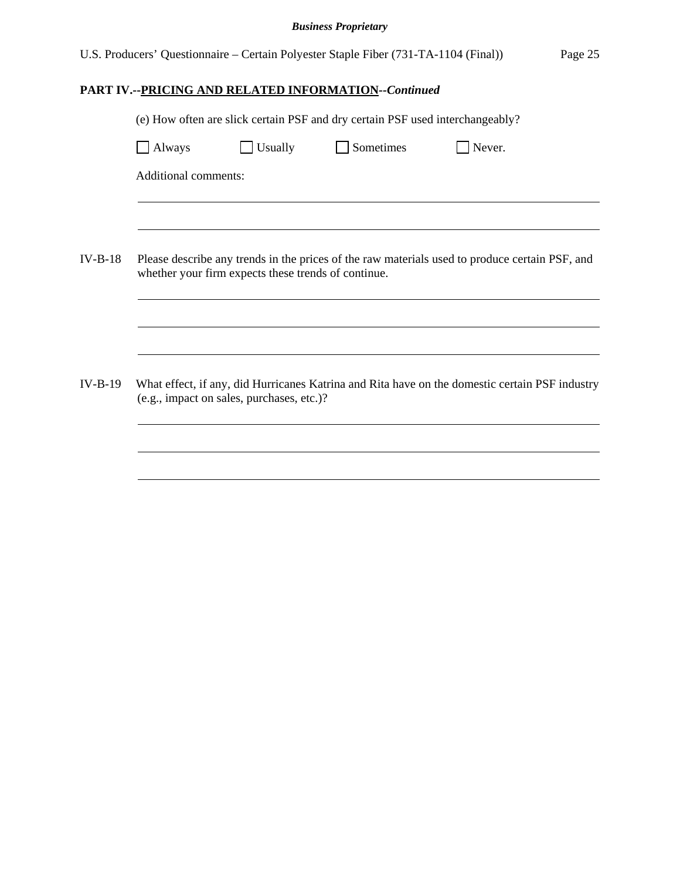## PART IV.--PRICING AND RELATED INFORMATION--*Continued*

(e) How often are slick certain PSF and dry certain PSF used interchangeably?

☐ Always ☐ Usually ☐ Sometimes ☐ Never.

Additional comments:

\_\_\_\_\_\_\_\_\_\_\_\_\_\_\_\_\_\_\_\_\_\_\_\_\_\_\_\_\_\_\_\_\_\_\_\_\_\_\_\_\_\_\_\_\_\_\_\_\_\_\_\_\_\_\_\_\_\_\_\_\_\_\_\_\_\_\_\_\_\_\_\_\_\_\_\_

\_\_\_\_\_\_\_\_\_\_\_\_\_\_\_\_\_\_\_\_\_\_\_\_\_\_\_\_\_\_\_\_\_\_\_\_\_\_\_\_\_\_\_\_\_\_\_\_\_\_\_\_\_\_\_\_\_\_\_\_\_\_\_\_\_\_\_\_\_\_\_\_\_\_\_\_

IV-B-18 Please describe any trends in the prices of the raw materials used to produce certain PSF, and whether your firm expects these trends of continue.

\_\_\_\_\_\_\_\_\_\_\_\_\_\_\_\_\_\_\_\_\_\_\_\_\_\_\_\_\_\_\_\_\_\_\_\_\_\_\_\_\_\_\_\_\_\_\_\_\_\_\_\_\_\_\_\_\_\_\_\_\_\_\_\_\_\_\_\_\_\_\_\_\_\_\_\_

\_\_\_\_\_\_\_\_\_\_\_\_\_\_\_\_\_\_\_\_\_\_\_\_\_\_\_\_\_\_\_\_\_\_\_\_\_\_\_\_\_\_\_\_\_\_\_\_\_\_\_\_\_\_\_\_\_\_\_\_\_\_\_\_\_\_\_\_\_\_\_\_\_\_\_\_

\_\_\_\_\_\_\_\_\_\_\_\_\_\_\_\_\_\_\_\_\_\_\_\_\_\_\_\_\_\_\_\_\_\_\_\_\_\_\_\_\_\_\_\_\_\_\_\_\_\_\_\_\_\_\_\_\_\_\_\_\_\_\_\_\_\_\_\_\_\_\_\_\_\_\_\_

IV-B-19 What effect, if any, did Hurricanes Katrina and Rita have on the domestic certain PSF industry (e.g., impact on sales, purchases, etc.)?

\_\_\_\_\_\_\_\_\_\_\_\_\_\_\_\_\_\_\_\_\_\_\_\_\_\_\_\_\_\_\_\_\_\_\_\_\_\_\_\_\_\_\_\_\_\_\_\_\_\_\_\_\_\_\_\_\_\_\_\_\_\_\_\_\_\_\_\_\_\_\_\_\_\_\_\_

\_\_\_\_\_\_\_\_\_\_\_\_\_\_\_\_\_\_\_\_\_\_\_\_\_\_\_\_\_\_\_\_\_\_\_\_\_\_\_\_\_\_\_\_\_\_\_\_\_\_\_\_\_\_\_\_\_\_\_\_\_\_\_\_\_\_\_\_\_\_\_\_\_\_\_\_

\_\_\_\_\_\_\_\_\_\_\_\_\_\_\_\_\_\_\_\_\_\_\_\_\_\_\_\_\_\_\_\_\_\_\_\_\_\_\_\_\_\_\_\_\_\_\_\_\_\_\_\_\_\_\_\_\_\_\_\_\_\_\_\_\_\_\_\_\_\_\_\_\_\_\_\_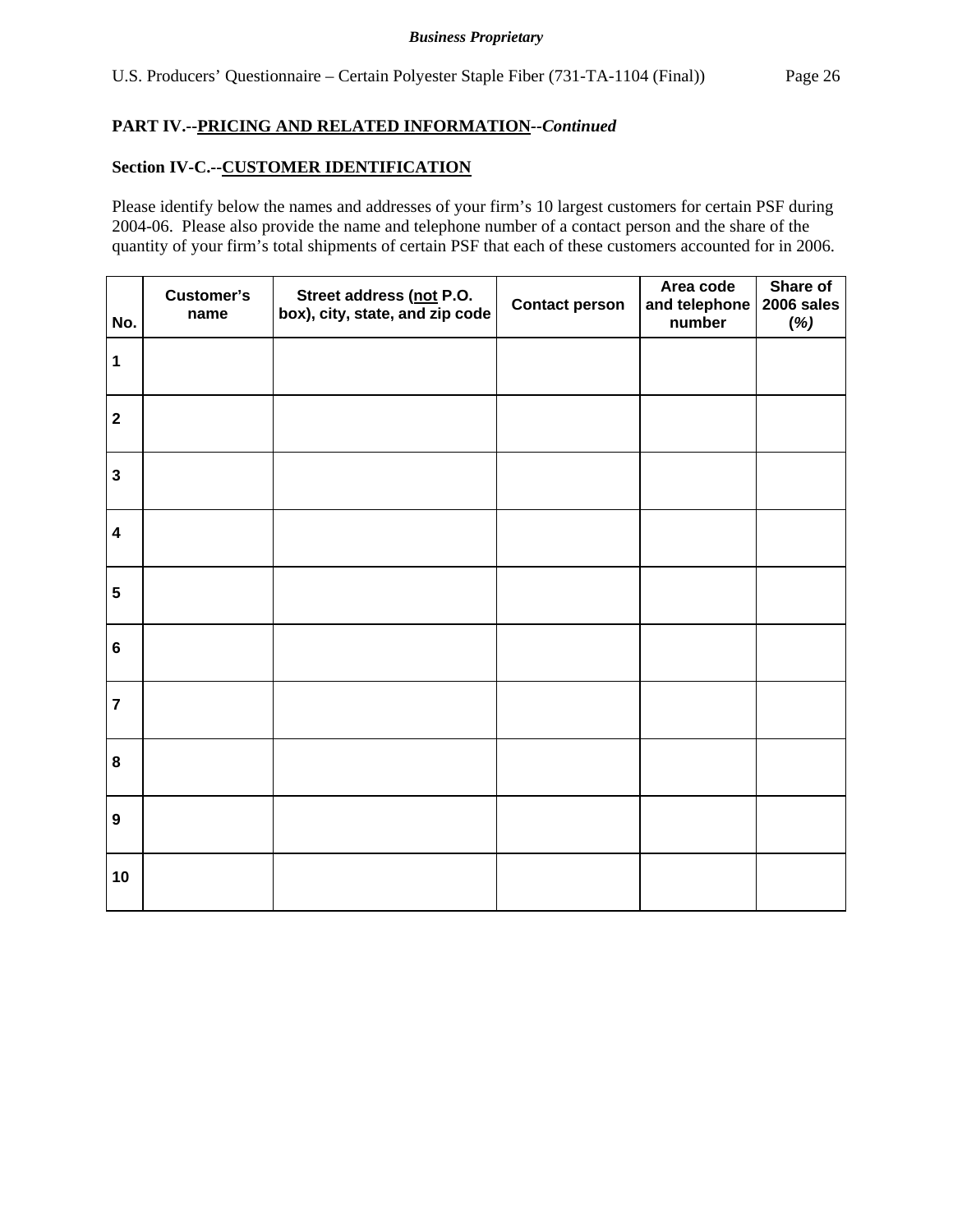## PART IV.--PRICING AND RELATED INFORMATION--*Continued*

### Section IV-C.--CUSTOMER IDENTIFICATION

Please identify below the names and addresses of your firm's 10 largest customers for certain PSF during 2004-06. Please also provide the name and telephone number of a contact person and the share of the quantity of your firm's total shipments of certain PSF that each of these customers accounted for in 2006.

| No. | Customer's name | Street address (not P.O. box), city, state, and zip code | Contact person | Area code and telephone number | Share of 2006 sales *(%)* |
|---|---|---|---|---|---|
| 1 | | | | | |
| 2 | | | | | |
| 3 | | | | | |
| 4 | | | | | |
| 5 | | | | | |
| 6 | | | | | |
| 7 | | | | | |
| 8 | | | | | |
| 9 | | | | | |
| 10 | | | | | |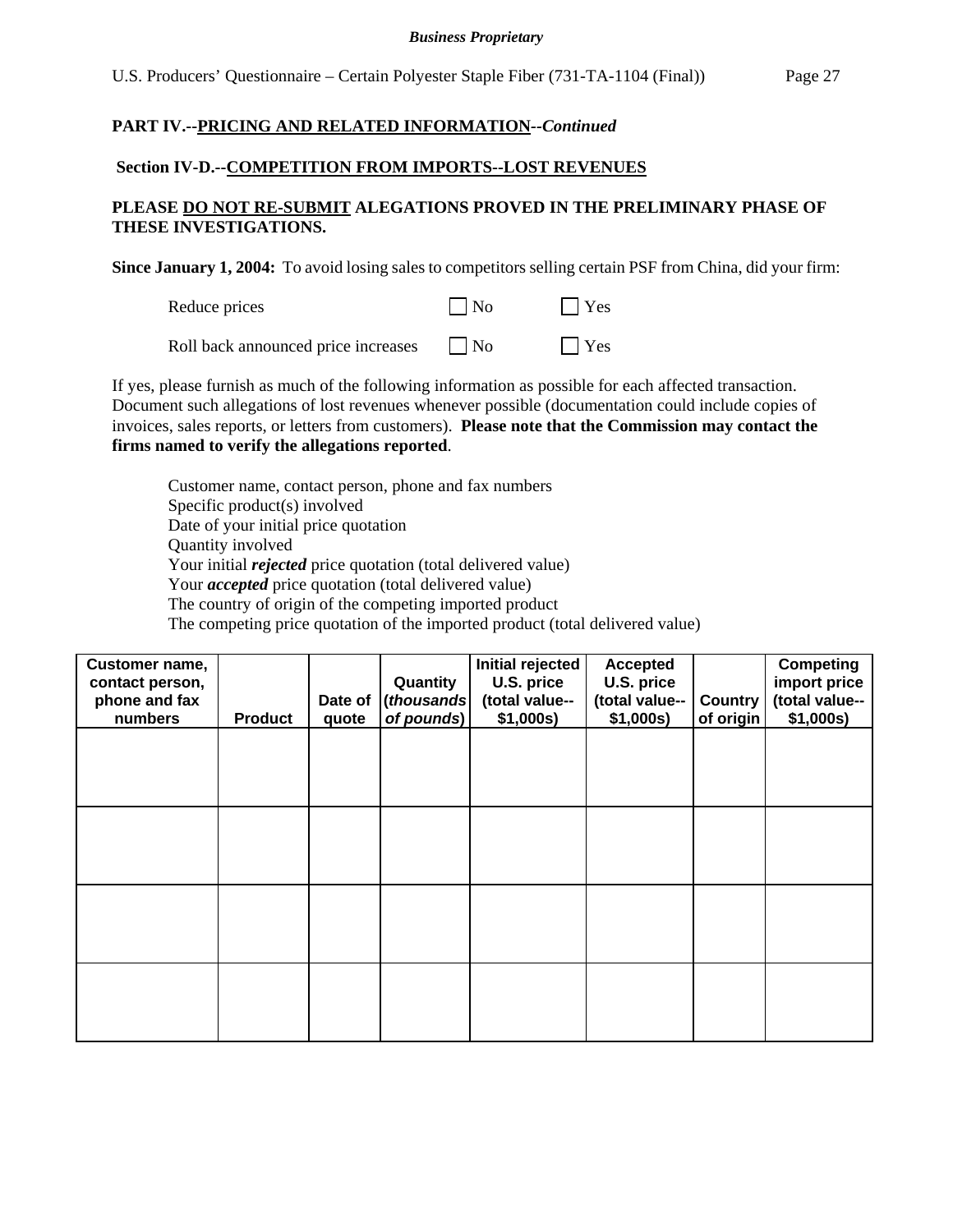**PART IV.--PRICING AND RELATED INFORMATION--*Continued***

**Section IV-D.--COMPETITION FROM IMPORTS--LOST REVENUES**

**PLEASE DO NOT RE-SUBMIT ALEGATIONS PROVED IN THE PRELIMINARY PHASE OF THESE INVESTIGATIONS.**

**Since January 1, 2004:** To avoid losing sales to competitors selling certain PSF from China, did your firm:

Reduce prices ☐ No ☐ Yes

Roll back announced price increases ☐ No ☐ Yes

If yes, please furnish as much of the following information as possible for each affected transaction. Document such allegations of lost revenues whenever possible (documentation could include copies of invoices, sales reports, or letters from customers). **Please note that the Commission may contact the firms named to verify the allegations reported**.

Customer name, contact person, phone and fax numbers
Specific product(s) involved
Date of your initial price quotation
Quantity involved
Your initial ***rejected*** price quotation (total delivered value)
Your ***accepted*** price quotation (total delivered value)
The country of origin of the competing imported product
The competing price quotation of the imported product (total delivered value)

| Customer name, contact person, phone and fax numbers | Product | Date of quote | Quantity (*thousands of pounds*) | Initial rejected U.S. price (total value--$1,000s) | Accepted U.S. price (total value--$1,000s) | Country of origin | Competing import price (total value--$1,000s) |
|---|---|---|---|---|---|---|---|
| | | | | | | | |
| | | | | | | | |
| | | | | | | | |
| | | | | | | | |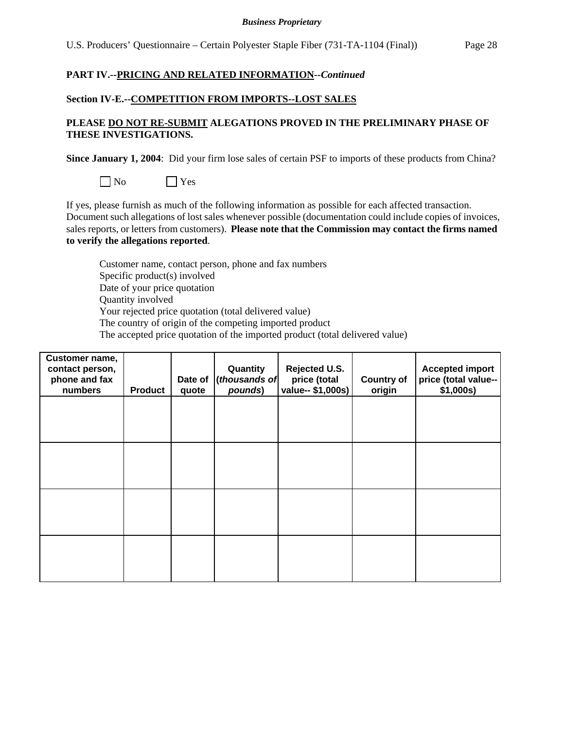**PART IV.--PRICING AND RELATED INFORMATION--*Continued***

**Section IV-E.--COMPETITION FROM IMPORTS--LOST SALES**

**PLEASE DO NOT RE-SUBMIT ALEGATIONS PROVED IN THE PRELIMINARY PHASE OF THESE INVESTIGATIONS.**

**Since January 1, 2004**: Did your firm lose sales of certain PSF to imports of these products from China?

☐ No ☐ Yes

If yes, please furnish as much of the following information as possible for each affected transaction. Document such allegations of lost sales whenever possible (documentation could include copies of invoices, sales reports, or letters from customers). **Please note that the Commission may contact the firms named to verify the allegations reported**.

Customer name, contact person, phone and fax numbers
Specific product(s) involved
Date of your price quotation
Quantity involved
Your rejected price quotation (total delivered value)
The country of origin of the competing imported product
The accepted price quotation of the imported product (total delivered value)

| Customer name, contact person, phone and fax numbers | Product | Date of quote | Quantity (*thousands of pounds*) | Rejected U.S. price (total value-- $1,000s) | Country of origin | Accepted import price (total value-- $1,000s) |
|---|---|---|---|---|---|---|
| | | | | | | |
| | | | | | | |
| | | | | | | |
| | | | | | | |